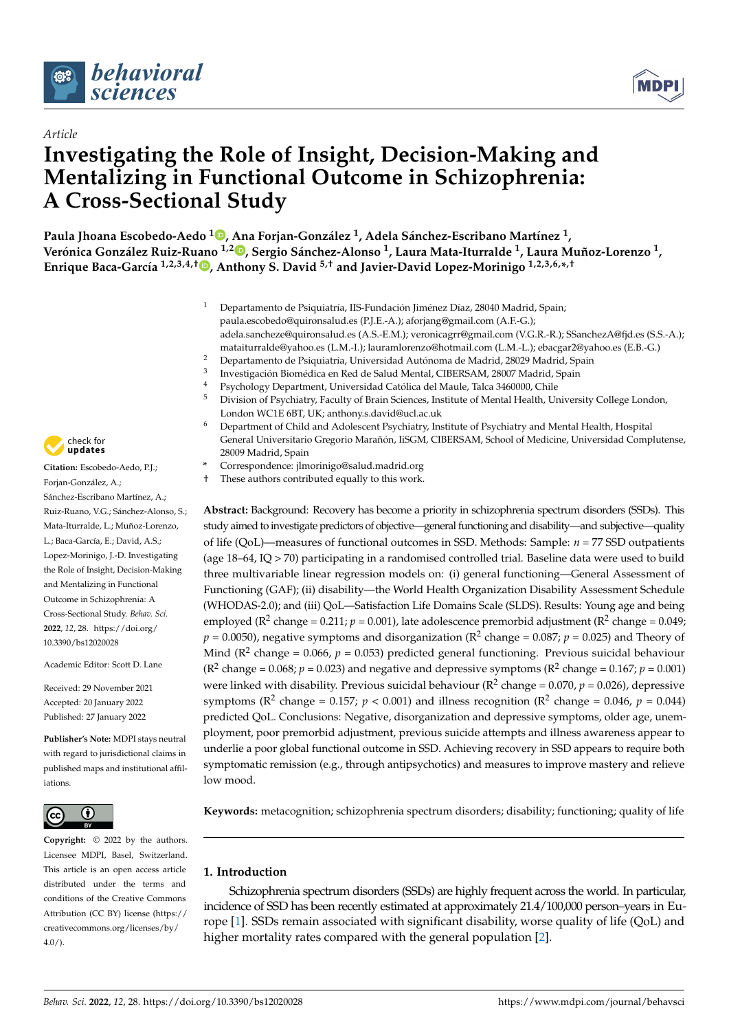*Article*

# Investigating the Role of Insight, Decision-Making and Mentalizing in Functional Outcome in Schizophrenia: A Cross-Sectional Study

**Paula Jhoana Escobedo-Aedo [1], Ana Forjan-González [1], Adela Sánchez-Escribano Martínez [1], Verónica González Ruiz-Ruano [1,2], Sergio Sánchez-Alonso [1], Laura Mata-Iturralde [1], Laura Muñoz-Lorenzo [1], Enrique Baca-García [1,2,3,4,†], Anthony S. David [5,†] and Javier-David Lopez-Morinigo [1,2,3,6,*,†]**

[1] Departamento de Psiquiatría, IIS-Fundación Jiménez Díaz, 28040 Madrid, Spain; paula.escobedo@quironsalud.es (P.J.E.-A.); aforjang@gmail.com (A.F.-G.); adela.sancheze@quironsalud.es (A.S.-E.M.); veronicagrr@gmail.com (V.G.R.-R.); SSanchezA@fjd.es (S.S.-A.); mataiturralde@yahoo.es (L.M.-I.); lauramlorenzo@hotmail.com (L.M.-L.); ebacgar2@yahoo.es (E.B.-G.)
[2] Departamento de Psiquiatría, Universidad Autónoma de Madrid, 28029 Madrid, Spain
[3] Investigación Biomédica en Red de Salud Mental, CIBERSAM, 28007 Madrid, Spain
[4] Psychology Department, Universidad Católica del Maule, Talca 3460000, Chile
[5] Division of Psychiatry, Faculty of Brain Sciences, Institute of Mental Health, University College London, London WC1E 6BT, UK; anthony.s.david@ucl.ac.uk
[6] Department of Child and Adolescent Psychiatry, Institute of Psychiatry and Mental Health, Hospital General Universitario Gregorio Marañón, IiSGM, CIBERSAM, School of Medicine, Universidad Complutense, 28009 Madrid, Spain
\* Correspondence: jlmorinigo@salud.madrid.org
† These authors contributed equally to this work.

**Citation:** Escobedo-Aedo, P.J.; Forjan-González, A.; Sánchez-Escribano Martínez, A.; Ruiz-Ruano, V.G.; Sánchez-Alonso, S.; Mata-Iturralde, L.; Muñoz-Lorenzo, L.; Baca-García, E.; David, A.S.; Lopez-Morinigo, J.-D. Investigating the Role of Insight, Decision-Making and Mentalizing in Functional Outcome in Schizophrenia: A Cross-Sectional Study. *Behav. Sci.* **2022**, *12*, 28. https://doi.org/10.3390/bs12020028

Academic Editor: Scott D. Lane

Received: 29 November 2021
Accepted: 20 January 2022
Published: 27 January 2022

**Publisher's Note:** MDPI stays neutral with regard to jurisdictional claims in published maps and institutional affiliations.

**Copyright:** © 2022 by the authors. Licensee MDPI, Basel, Switzerland. This article is an open access article distributed under the terms and conditions of the Creative Commons Attribution (CC BY) license (https://creativecommons.org/licenses/by/4.0/).

**Abstract:** Background: Recovery has become a priority in schizophrenia spectrum disorders (SSDs). This study aimed to investigate predictors of objective—general functioning and disability—and subjective—quality of life (QoL)—measures of functional outcomes in SSD. Methods: Sample: $n = 77$ SSD outpatients (age 18–64, IQ > 70) participating in a randomised controlled trial. Baseline data were used to build three multivariable linear regression models on: (i) general functioning—General Assessment of Functioning (GAF); (ii) disability—the World Health Organization Disability Assessment Schedule (WHODAS-2.0); and (iii) QoL—Satisfaction Life Domains Scale (SLDS). Results: Young age and being employed ($R^2$ change = 0.211; $p = 0.001$), late adolescence premorbid adjustment ($R^2$ change = 0.049; $p = 0.0050$), negative symptoms and disorganization ($R^2$ change = 0.087; $p = 0.025$) and Theory of Mind ($R^2$ change = 0.066, $p = 0.053$) predicted general functioning. Previous suicidal behaviour ($R^2$ change = 0.068; $p = 0.023$) and negative and depressive symptoms ($R^2$ change = 0.167; $p = 0.001$) were linked with disability. Previous suicidal behaviour ($R^2$ change = 0.070, $p = 0.026$), depressive symptoms ($R^2$ change = 0.157; $p < 0.001$) and illness recognition ($R^2$ change = 0.046, $p = 0.044$) predicted QoL. Conclusions: Negative, disorganization and depressive symptoms, older age, unemployment, poor premorbid adjustment, previous suicide attempts and illness awareness appear to underlie a poor global functional outcome in SSD. Achieving recovery in SSD appears to require both symptomatic remission (e.g., through antipsychotics) and measures to improve mastery and relieve low mood.

**Keywords:** metacognition; schizophrenia spectrum disorders; disability; functioning; quality of life

## 1. Introduction

Schizophrenia spectrum disorders (SSDs) are highly frequent across the world. In particular, incidence of SSD has been recently estimated at approximately 21.4/100,000 person–years in Europe [1]. SSDs remain associated with significant disability, worse quality of life (QoL) and higher mortality rates compared with the general population [2].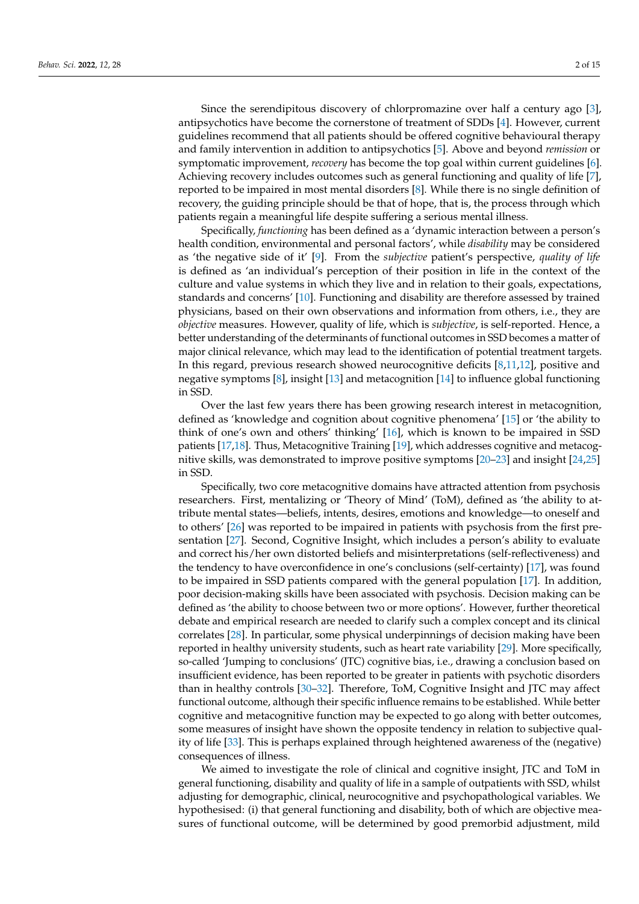Since the serendipitous discovery of chlorpromazine over half a century ago [3], antipsychotics have become the cornerstone of treatment of SDDs [4]. However, current guidelines recommend that all patients should be offered cognitive behavioural therapy and family intervention in addition to antipsychotics [5]. Above and beyond *remission* or symptomatic improvement, *recovery* has become the top goal within current guidelines [6]. Achieving recovery includes outcomes such as general functioning and quality of life [7], reported to be impaired in most mental disorders [8]. While there is no single definition of recovery, the guiding principle should be that of hope, that is, the process through which patients regain a meaningful life despite suffering a serious mental illness.

Specifically, *functioning* has been defined as a 'dynamic interaction between a person's health condition, environmental and personal factors', while *disability* may be considered as 'the negative side of it' [9]. From the *subjective* patient's perspective, *quality of life* is defined as 'an individual's perception of their position in life in the context of the culture and value systems in which they live and in relation to their goals, expectations, standards and concerns' [10]. Functioning and disability are therefore assessed by trained physicians, based on their own observations and information from others, i.e., they are *objective* measures. However, quality of life, which is *subjective*, is self-reported. Hence, a better understanding of the determinants of functional outcomes in SSD becomes a matter of major clinical relevance, which may lead to the identification of potential treatment targets. In this regard, previous research showed neurocognitive deficits [8,11,12], positive and negative symptoms [8], insight [13] and metacognition [14] to influence global functioning in SSD.

Over the last few years there has been growing research interest in metacognition, defined as 'knowledge and cognition about cognitive phenomena' [15] or 'the ability to think of one's own and others' thinking' [16], which is known to be impaired in SSD patients [17,18]. Thus, Metacognitive Training [19], which addresses cognitive and metacognitive skills, was demonstrated to improve positive symptoms [20–23] and insight [24,25] in SSD.

Specifically, two core metacognitive domains have attracted attention from psychosis researchers. First, mentalizing or 'Theory of Mind' (ToM), defined as 'the ability to attribute mental states—beliefs, intents, desires, emotions and knowledge—to oneself and to others' [26] was reported to be impaired in patients with psychosis from the first presentation [27]. Second, Cognitive Insight, which includes a person's ability to evaluate and correct his/her own distorted beliefs and misinterpretations (self-reflectiveness) and the tendency to have overconfidence in one's conclusions (self-certainty) [17], was found to be impaired in SSD patients compared with the general population [17]. In addition, poor decision-making skills have been associated with psychosis. Decision making can be defined as 'the ability to choose between two or more options'. However, further theoretical debate and empirical research are needed to clarify such a complex concept and its clinical correlates [28]. In particular, some physical underpinnings of decision making have been reported in healthy university students, such as heart rate variability [29]. More specifically, so-called 'Jumping to conclusions' (JTC) cognitive bias, i.e., drawing a conclusion based on insufficient evidence, has been reported to be greater in patients with psychotic disorders than in healthy controls [30–32]. Therefore, ToM, Cognitive Insight and JTC may affect functional outcome, although their specific influence remains to be established. While better cognitive and metacognitive function may be expected to go along with better outcomes, some measures of insight have shown the opposite tendency in relation to subjective quality of life [33]. This is perhaps explained through heightened awareness of the (negative) consequences of illness.

We aimed to investigate the role of clinical and cognitive insight, JTC and ToM in general functioning, disability and quality of life in a sample of outpatients with SSD, whilst adjusting for demographic, clinical, neurocognitive and psychopathological variables. We hypothesised: (i) that general functioning and disability, both of which are objective measures of functional outcome, will be determined by good premorbid adjustment, mild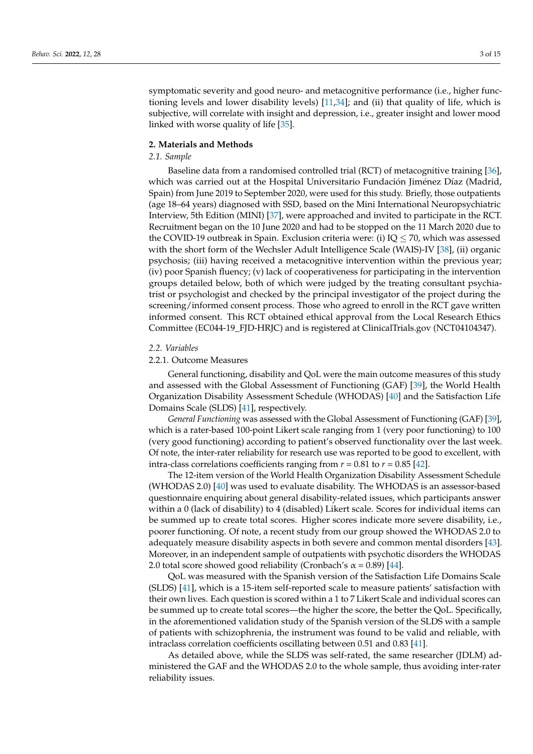symptomatic severity and good neuro- and metacognitive performance (i.e., higher functioning levels and lower disability levels) [11,34]; and (ii) that quality of life, which is subjective, will correlate with insight and depression, i.e., greater insight and lower mood linked with worse quality of life [35].

## 2. Materials and Methods

### 2.1. Sample

Baseline data from a randomised controlled trial (RCT) of metacognitive training [36], which was carried out at the Hospital Universitario Fundación Jiménez Díaz (Madrid, Spain) from June 2019 to September 2020, were used for this study. Briefly, those outpatients (age 18–64 years) diagnosed with SSD, based on the Mini International Neuropsychiatric Interview, 5th Edition (MINI) [37], were approached and invited to participate in the RCT. Recruitment began on the 10 June 2020 and had to be stopped on the 11 March 2020 due to the COVID-19 outbreak in Spain. Exclusion criteria were: (i) IQ $\leq$ 70, which was assessed with the short form of the Wechsler Adult Intelligence Scale (WAIS)-IV [38], (ii) organic psychosis; (iii) having received a metacognitive intervention within the previous year; (iv) poor Spanish fluency; (v) lack of cooperativeness for participating in the intervention groups detailed below, both of which were judged by the treating consultant psychiatrist or psychologist and checked by the principal investigator of the project during the screening/informed consent process. Those who agreed to enroll in the RCT gave written informed consent. This RCT obtained ethical approval from the Local Research Ethics Committee (EC044-19_FJD-HRJC) and is registered at ClinicalTrials.gov (NCT04104347).

### 2.2. Variables

#### 2.2.1. Outcome Measures

General functioning, disability and QoL were the main outcome measures of this study and assessed with the Global Assessment of Functioning (GAF) [39], the World Health Organization Disability Assessment Schedule (WHODAS) [40] and the Satisfaction Life Domains Scale (SLDS) [41], respectively.

*General Functioning* was assessed with the Global Assessment of Functioning (GAF) [39], which is a rater-based 100-point Likert scale ranging from 1 (very poor functioning) to 100 (very good functioning) according to patient's observed functionality over the last week. Of note, the inter-rater reliability for research use was reported to be good to excellent, with intra-class correlations coefficients ranging from $r = 0.81$ to $r = 0.85$ [42].

The 12-item version of the World Health Organization Disability Assessment Schedule (WHODAS 2.0) [40] was used to evaluate disability. The WHODAS is an assessor-based questionnaire enquiring about general disability-related issues, which participants answer within a 0 (lack of disability) to 4 (disabled) Likert scale. Scores for individual items can be summed up to create total scores. Higher scores indicate more severe disability, i.e., poorer functioning. Of note, a recent study from our group showed the WHODAS 2.0 to adequately measure disability aspects in both severe and common mental disorders [43]. Moreover, in an independent sample of outpatients with psychotic disorders the WHODAS 2.0 total score showed good reliability (Cronbach's $\alpha = 0.89$) [44].

QoL was measured with the Spanish version of the Satisfaction Life Domains Scale (SLDS) [41], which is a 15-item self-reported scale to measure patients' satisfaction with their own lives. Each question is scored within a 1 to 7 Likert Scale and individual scores can be summed up to create total scores—the higher the score, the better the QoL. Specifically, in the aforementioned validation study of the Spanish version of the SLDS with a sample of patients with schizophrenia, the instrument was found to be valid and reliable, with intraclass correlation coefficients oscillating between 0.51 and 0.83 [41].

As detailed above, while the SLDS was self-rated, the same researcher (JDLM) administered the GAF and the WHODAS 2.0 to the whole sample, thus avoiding inter-rater reliability issues.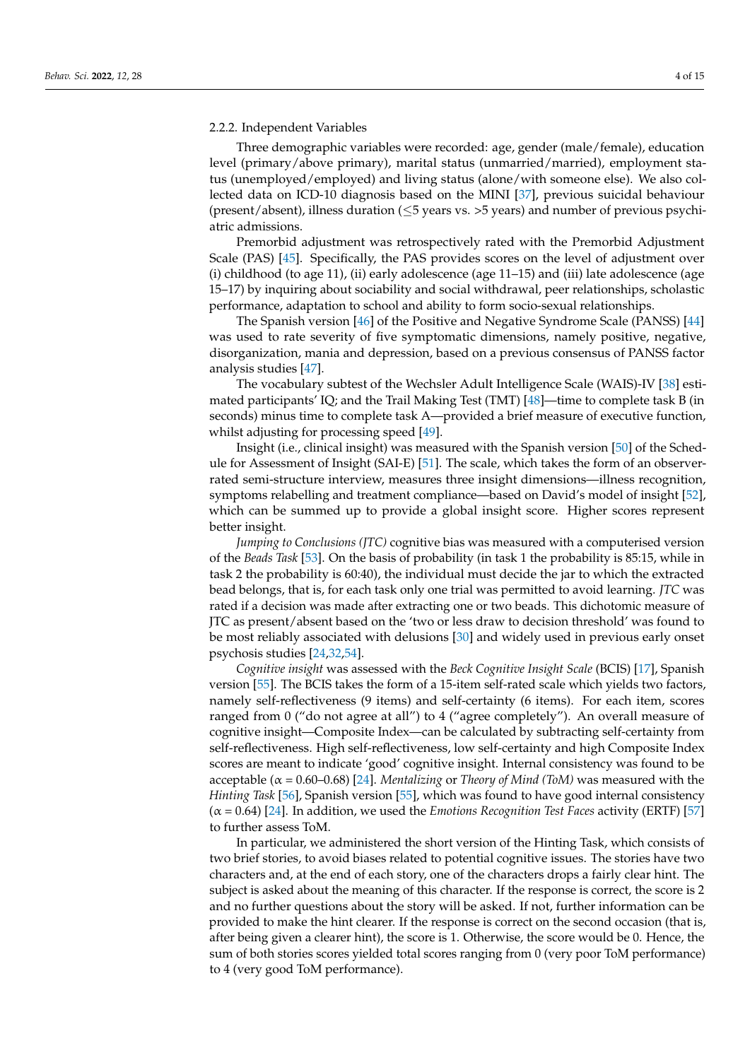#### 2.2.2. Independent Variables

Three demographic variables were recorded: age, gender (male/female), education level (primary/above primary), marital status (unmarried/married), employment status (unemployed/employed) and living status (alone/with someone else). We also collected data on ICD-10 diagnosis based on the MINI [37], previous suicidal behaviour (present/absent), illness duration ($\leq$5 years vs. >5 years) and number of previous psychiatric admissions.

Premorbid adjustment was retrospectively rated with the Premorbid Adjustment Scale (PAS) [45]. Specifically, the PAS provides scores on the level of adjustment over (i) childhood (to age 11), (ii) early adolescence (age 11–15) and (iii) late adolescence (age 15–17) by inquiring about sociability and social withdrawal, peer relationships, scholastic performance, adaptation to school and ability to form socio-sexual relationships.

The Spanish version [46] of the Positive and Negative Syndrome Scale (PANSS) [44] was used to rate severity of five symptomatic dimensions, namely positive, negative, disorganization, mania and depression, based on a previous consensus of PANSS factor analysis studies [47].

The vocabulary subtest of the Wechsler Adult Intelligence Scale (WAIS)-IV [38] estimated participants' IQ; and the Trail Making Test (TMT) [48]—time to complete task B (in seconds) minus time to complete task A—provided a brief measure of executive function, whilst adjusting for processing speed [49].

Insight (i.e., clinical insight) was measured with the Spanish version [50] of the Schedule for Assessment of Insight (SAI-E) [51]. The scale, which takes the form of an observer-rated semi-structure interview, measures three insight dimensions—illness recognition, symptoms relabelling and treatment compliance—based on David's model of insight [52], which can be summed up to provide a global insight score. Higher scores represent better insight.

*Jumping to Conclusions (JTC)* cognitive bias was measured with a computerised version of the *Beads Task* [53]. On the basis of probability (in task 1 the probability is 85:15, while in task 2 the probability is 60:40), the individual must decide the jar to which the extracted bead belongs, that is, for each task only one trial was permitted to avoid learning. *JTC* was rated if a decision was made after extracting one or two beads. This dichotomic measure of JTC as present/absent based on the 'two or less draw to decision threshold' was found to be most reliably associated with delusions [30] and widely used in previous early onset psychosis studies [24,32,54].

*Cognitive insight* was assessed with the *Beck Cognitive Insight Scale* (BCIS) [17], Spanish version [55]. The BCIS takes the form of a 15-item self-rated scale which yields two factors, namely self-reflectiveness (9 items) and self-certainty (6 items). For each item, scores ranged from 0 ("do not agree at all") to 4 ("agree completely"). An overall measure of cognitive insight—Composite Index—can be calculated by subtracting self-certainty from self-reflectiveness. High self-reflectiveness, low self-certainty and high Composite Index scores are meant to indicate 'good' cognitive insight. Internal consistency was found to be acceptable ($\alpha$ = 0.60–0.68) [24]. *Mentalizing* or *Theory of Mind (ToM)* was measured with the *Hinting Task* [56], Spanish version [55], which was found to have good internal consistency ($\alpha$ = 0.64) [24]. In addition, we used the *Emotions Recognition Test Faces* activity (ERTF) [57] to further assess ToM.

In particular, we administered the short version of the Hinting Task, which consists of two brief stories, to avoid biases related to potential cognitive issues. The stories have two characters and, at the end of each story, one of the characters drops a fairly clear hint. The subject is asked about the meaning of this character. If the response is correct, the score is 2 and no further questions about the story will be asked. If not, further information can be provided to make the hint clearer. If the response is correct on the second occasion (that is, after being given a clearer hint), the score is 1. Otherwise, the score would be 0. Hence, the sum of both stories scores yielded total scores ranging from 0 (very poor ToM performance) to 4 (very good ToM performance).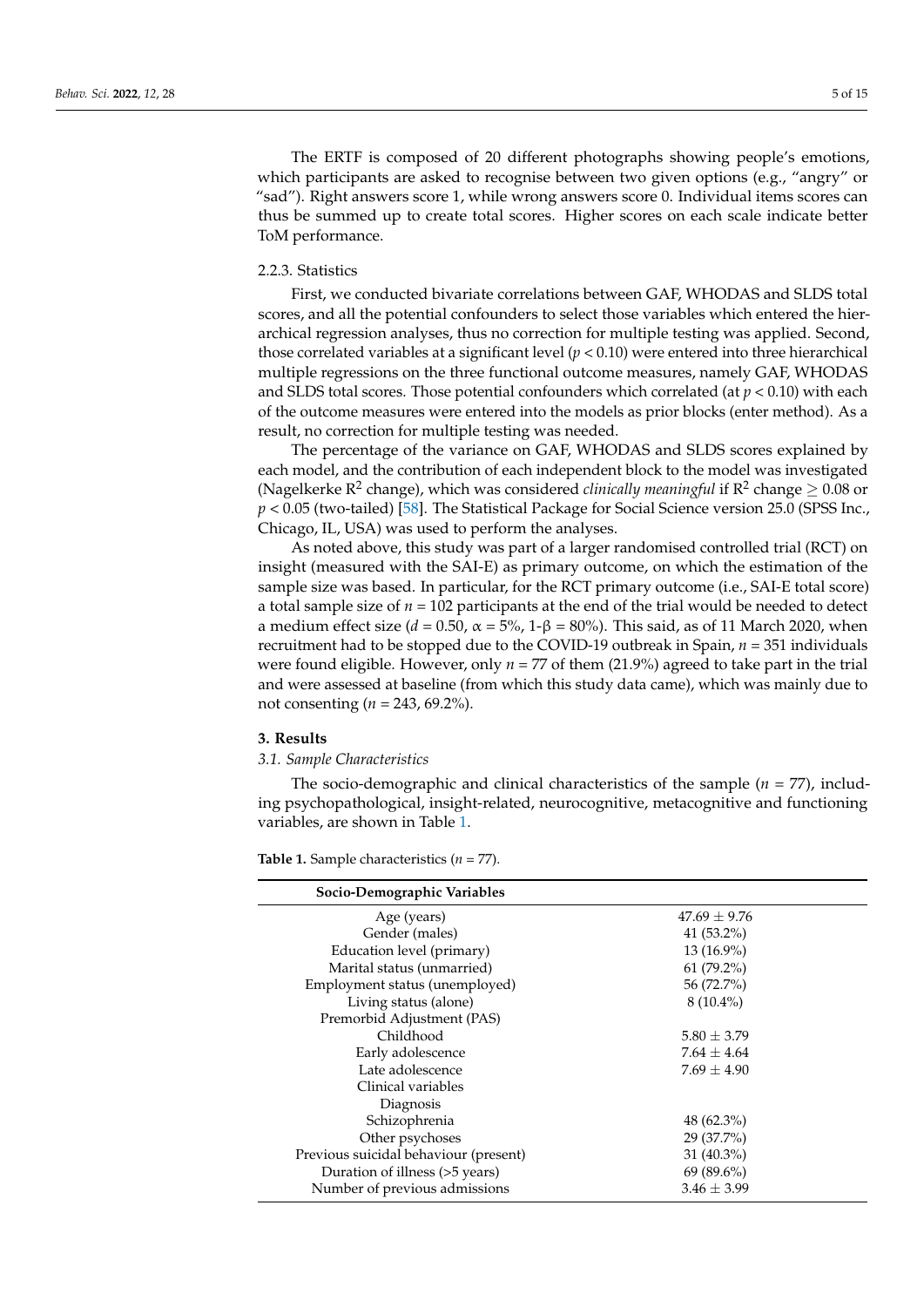The ERTF is composed of 20 different photographs showing people's emotions, which participants are asked to recognise between two given options (e.g., "angry" or "sad"). Right answers score 1, while wrong answers score 0. Individual items scores can thus be summed up to create total scores. Higher scores on each scale indicate better ToM performance.

#### 2.2.3. Statistics

First, we conducted bivariate correlations between GAF, WHODAS and SLDS total scores, and all the potential confounders to select those variables which entered the hierarchical regression analyses, thus no correction for multiple testing was applied. Second, those correlated variables at a significant level ($p < 0.10$) were entered into three hierarchical multiple regressions on the three functional outcome measures, namely GAF, WHODAS and SLDS total scores. Those potential confounders which correlated (at $p < 0.10$) with each of the outcome measures were entered into the models as prior blocks (enter method). As a result, no correction for multiple testing was needed.

The percentage of the variance on GAF, WHODAS and SLDS scores explained by each model, and the contribution of each independent block to the model was investigated (Nagelkerke $R^2$ change), which was considered *clinically meaningful* if $R^2$ change $\geq 0.08$ or $p < 0.05$ (two-tailed) [58]. The Statistical Package for Social Science version 25.0 (SPSS Inc., Chicago, IL, USA) was used to perform the analyses.

As noted above, this study was part of a larger randomised controlled trial (RCT) on insight (measured with the SAI-E) as primary outcome, on which the estimation of the sample size was based. In particular, for the RCT primary outcome (i.e., SAI-E total score) a total sample size of $n = 102$ participants at the end of the trial would be needed to detect a medium effect size ($d = 0.50$, $\alpha = 5\%$, $1\text{-}\beta = 80\%$). This said, as of 11 March 2020, when recruitment had to be stopped due to the COVID-19 outbreak in Spain, $n = 351$ individuals were found eligible. However, only $n = 77$ of them (21.9%) agreed to take part in the trial and were assessed at baseline (from which this study data came), which was mainly due to not consenting ($n = 243$, 69.2%).

## 3. Results

### 3.1. Sample Characteristics

The socio-demographic and clinical characteristics of the sample ($n = 77$), including psychopathological, insight-related, neurocognitive, metacognitive and functioning variables, are shown in Table 1.

**Table 1.** Sample characteristics ($n = 77$).

| Socio-Demographic Variables | |
|---|---|
| Age (years) | 47.69 ± 9.76 |
| Gender (males) | 41 (53.2%) |
| Education level (primary) | 13 (16.9%) |
| Marital status (unmarried) | 61 (79.2%) |
| Employment status (unemployed) | 56 (72.7%) |
| Living status (alone) | 8 (10.4%) |
| Premorbid Adjustment (PAS) | |
| Childhood | 5.80 ± 3.79 |
| Early adolescence | 7.64 ± 4.64 |
| Late adolescence | 7.69 ± 4.90 |
| Clinical variables | |
| Diagnosis | |
| Schizophrenia | 48 (62.3%) |
| Other psychoses | 29 (37.7%) |
| Previous suicidal behaviour (present) | 31 (40.3%) |
| Duration of illness (>5 years) | 69 (89.6%) |
| Number of previous admissions | 3.46 ± 3.99 |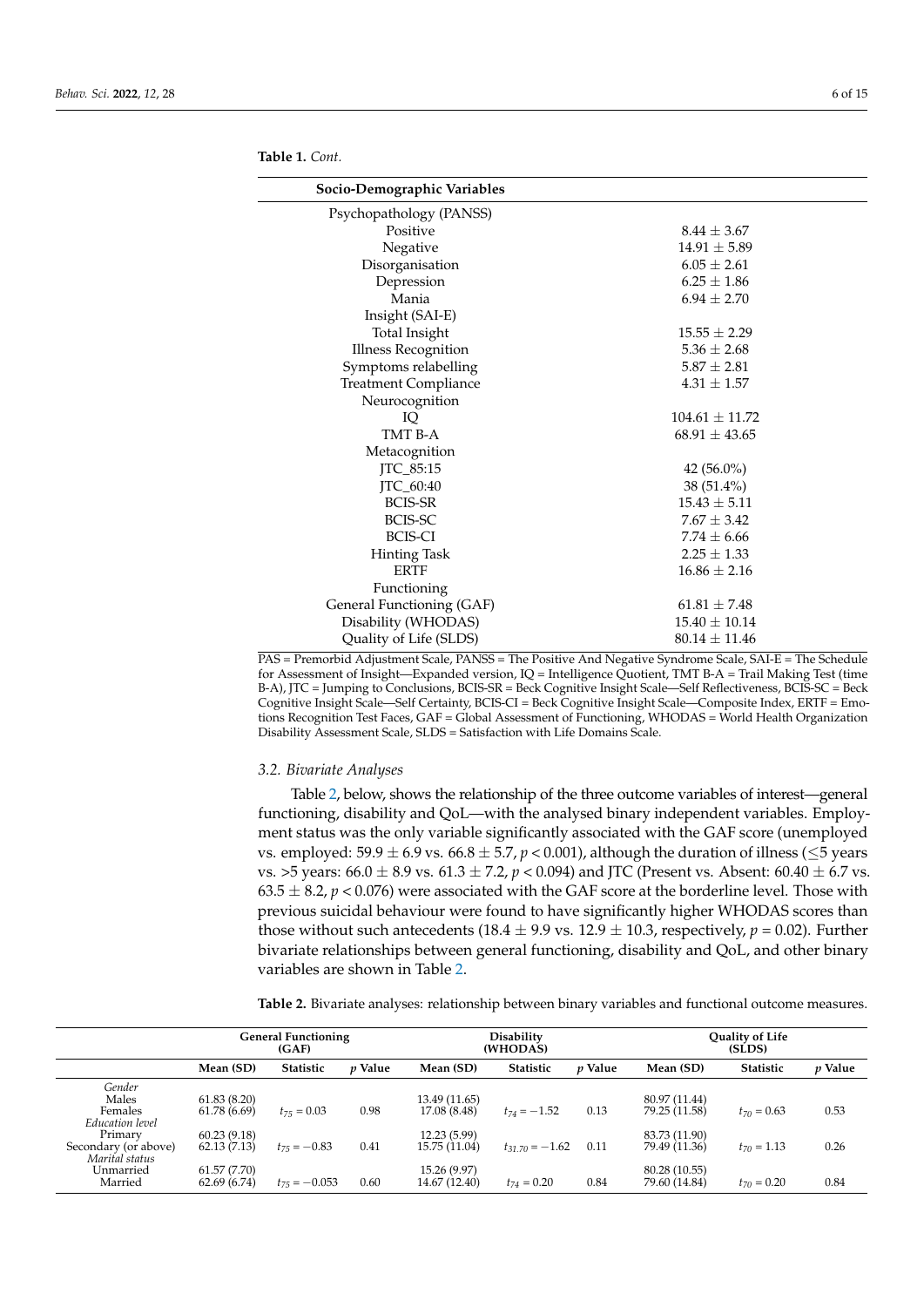**Table 1.** *Cont.*

| Socio-Demographic Variables | |
|---|---|
| Psychopathology (PANSS) | |
| Positive | 8.44 ± 3.67 |
| Negative | 14.91 ± 5.89 |
| Disorganisation | 6.05 ± 2.61 |
| Depression | 6.25 ± 1.86 |
| Mania | 6.94 ± 2.70 |
| Insight (SAI-E) | |
| Total Insight | 15.55 ± 2.29 |
| Illness Recognition | 5.36 ± 2.68 |
| Symptoms relabelling | 5.87 ± 2.81 |
| Treatment Compliance | 4.31 ± 1.57 |
| Neurocognition | |
| IQ | 104.61 ± 11.72 |
| TMT B-A | 68.91 ± 43.65 |
| Metacognition | |
| JTC_85:15 | 42 (56.0%) |
| JTC_60:40 | 38 (51.4%) |
| BCIS-SR | 15.43 ± 5.11 |
| BCIS-SC | 7.67 ± 3.42 |
| BCIS-CI | 7.74 ± 6.66 |
| Hinting Task | 2.25 ± 1.33 |
| ERTF | 16.86 ± 2.16 |
| Functioning | |
| General Functioning (GAF) | 61.81 ± 7.48 |
| Disability (WHODAS) | 15.40 ± 10.14 |
| Quality of Life (SLDS) | 80.14 ± 11.46 |

PAS = Premorbid Adjustment Scale, PANSS = The Positive And Negative Syndrome Scale, SAI-E = The Schedule for Assessment of Insight—Expanded version, IQ = Intelligence Quotient, TMT B-A = Trail Making Test (time B-A), JTC = Jumping to Conclusions, BCIS-SR = Beck Cognitive Insight Scale—Self Reflectiveness, BCIS-SC = Beck Cognitive Insight Scale—Self Certainty, BCIS-CI = Beck Cognitive Insight Scale—Composite Index, ERTF = Emotions Recognition Test Faces, GAF = Global Assessment of Functioning, WHODAS = World Health Organization Disability Assessment Scale, SLDS = Satisfaction with Life Domains Scale.

### *3.2. Bivariate Analyses*

Table 2, below, shows the relationship of the three outcome variables of interest—general functioning, disability and QoL—with the analysed binary independent variables. Employment status was the only variable significantly associated with the GAF score (unemployed vs. employed: 59.9 ± 6.9 vs. 66.8 ± 5.7, $p < 0.001$), although the duration of illness (≤5 years vs. >5 years: 66.0 ± 8.9 vs. 61.3 ± 7.2, $p < 0.094$) and JTC (Present vs. Absent: 60.40 ± 6.7 vs. 63.5 ± 8.2, $p < 0.076$) were associated with the GAF score at the borderline level. Those with previous suicidal behaviour were found to have significantly higher WHODAS scores than those without such antecedents (18.4 ± 9.9 vs. 12.9 ± 10.3, respectively, $p = 0.02$). Further bivariate relationships between general functioning, disability and QoL, and other binary variables are shown in Table 2.

**Table 2.** Bivariate analyses: relationship between binary variables and functional outcome measures.

| | General Functioning (GAF) | | | Disability (WHODAS) | | | Quality of Life (SLDS) | | |
|---|---|---|---|---|---|---|---|---|---|
| | Mean (SD) | Statistic | *p* Value | Mean (SD) | Statistic | *p* Value | Mean (SD) | Statistic | *p* Value |
| *Gender* | | | | | | | | | |
| Males | 61.83 (8.20) | | | 13.49 (11.65) | | | 80.97 (11.44) | | |
| Females | 61.78 (6.69) | $t_{75} = 0.03$ | 0.98 | 17.08 (8.48) | $t_{74} = -1.52$ | 0.13 | 79.25 (11.58) | $t_{70} = 0.63$ | 0.53 |
| *Education level* | | | | | | | | | |
| Primary | 60.23 (9.18) | | | 12.23 (5.99) | | | 83.73 (11.90) | | |
| Secondary (or above) | 62.13 (7.13) | $t_{75} = -0.83$ | 0.41 | 15.75 (11.04) | $t_{31.70} = -1.62$ | 0.11 | 79.49 (11.36) | $t_{70} = 1.13$ | 0.26 |
| *Marital status* | | | | | | | | | |
| Unmarried | 61.57 (7.70) | | | 15.26 (9.97) | | | 80.28 (10.55) | | |
| Married | 62.69 (6.74) | $t_{75} = -0.053$ | 0.60 | 14.67 (12.40) | $t_{74} = 0.20$ | 0.84 | 79.60 (14.84) | $t_{70} = 0.20$ | 0.84 |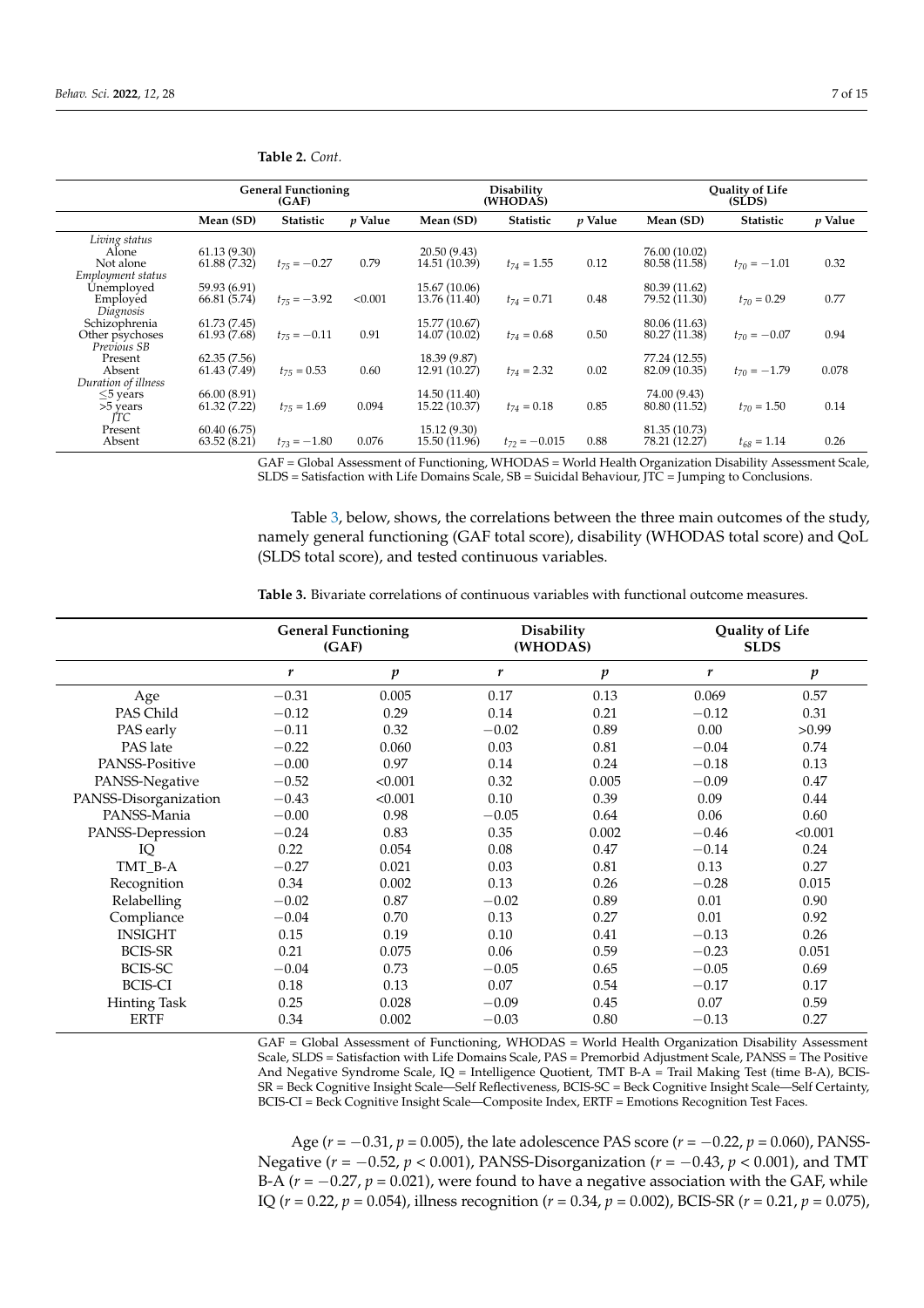**Table 2.** *Cont.*

| | General Functioning (GAF) | | | Disability (WHODAS) | | | Quality of Life (SLDS) | | |
|---|---|---|---|---|---|---|---|---|---|
| | Mean (SD) | Statistic | *p* Value | Mean (SD) | Statistic | *p* Value | Mean (SD) | Statistic | *p* Value |
| *Living status* | | | | | | | | | |
| Alone | 61.13 (9.30) | | | 20.50 (9.43) | | | 76.00 (10.02) | | |
| Not alone | 61.88 (7.32) | $t_{75} = -0.27$ | 0.79 | 14.51 (10.39) | $t_{74} = 1.55$ | 0.12 | 80.58 (11.58) | $t_{70} = -1.01$ | 0.32 |
| *Employment status* | | | | | | | | | |
| Unemployed | 59.93 (6.91) | | | 15.67 (10.06) | | | 80.39 (11.62) | | |
| Employed | 66.81 (5.74) | $t_{75} = -3.92$ | <0.001 | 13.76 (11.40) | $t_{74} = 0.71$ | 0.48 | 79.52 (11.30) | $t_{70} = 0.29$ | 0.77 |
| *Diagnosis* | | | | | | | | | |
| Schizophrenia | 61.73 (7.45) | | | 15.77 (10.67) | | | 80.06 (11.63) | | |
| Other psychoses | 61.93 (7.68) | $t_{75} = -0.11$ | 0.91 | 14.07 (10.02) | $t_{74} = 0.68$ | 0.50 | 80.27 (11.38) | $t_{70} = -0.07$ | 0.94 |
| *Previous SB* | | | | | | | | | |
| Present | 62.35 (7.56) | | | 18.39 (9.87) | | | 77.24 (12.55) | | |
| Absent | 61.43 (7.49) | $t_{75} = 0.53$ | 0.60 | 12.91 (10.27) | $t_{74} = 2.32$ | 0.02 | 82.09 (10.35) | $t_{70} = -1.79$ | 0.078 |
| *Duration of illness* | | | | | | | | | |
| ≤5 years | 66.00 (8.91) | | | 14.50 (11.40) | | | 74.00 (9.43) | | |
| >5 years | 61.32 (7.22) | $t_{75} = 1.69$ | 0.094 | 15.22 (10.37) | $t_{74} = 0.18$ | 0.85 | 80.80 (11.52) | $t_{70} = 1.50$ | 0.14 |
| *JTC* | | | | | | | | | |
| Present | 60.40 (6.75) | | | 15.12 (9.30) | | | 81.35 (10.73) | | |
| Absent | 63.52 (8.21) | $t_{73} = -1.80$ | 0.076 | 15.50 (11.96) | $t_{72} = -0.015$ | 0.88 | 78.21 (12.27) | $t_{68} = 1.14$ | 0.26 |

GAF = Global Assessment of Functioning, WHODAS = World Health Organization Disability Assessment Scale, SLDS = Satisfaction with Life Domains Scale, SB = Suicidal Behaviour, JTC = Jumping to Conclusions.

Table 3, below, shows, the correlations between the three main outcomes of the study, namely general functioning (GAF total score), disability (WHODAS total score) and QoL (SLDS total score), and tested continuous variables.

**Table 3.** Bivariate correlations of continuous variables with functional outcome measures.

| | General Functioning (GAF) | | Disability (WHODAS) | | Quality of Life SLDS | |
|---|---|---|---|---|---|---|
| | *r* | *p* | *r* | *p* | *r* | *p* |
| Age | −0.31 | 0.005 | 0.17 | 0.13 | 0.069 | 0.57 |
| PAS Child | −0.12 | 0.29 | 0.14 | 0.21 | −0.12 | 0.31 |
| PAS early | −0.11 | 0.32 | −0.02 | 0.89 | 0.00 | >0.99 |
| PAS late | −0.22 | 0.060 | 0.03 | 0.81 | −0.04 | 0.74 |
| PANSS-Positive | −0.00 | 0.97 | 0.14 | 0.24 | −0.18 | 0.13 |
| PANSS-Negative | −0.52 | <0.001 | 0.32 | 0.005 | −0.09 | 0.47 |
| PANSS-Disorganization | −0.43 | <0.001 | 0.10 | 0.39 | 0.09 | 0.44 |
| PANSS-Mania | −0.00 | 0.98 | −0.05 | 0.64 | 0.06 | 0.60 |
| PANSS-Depression | −0.24 | 0.83 | 0.35 | 0.002 | −0.46 | <0.001 |
| IQ | 0.22 | 0.054 | 0.08 | 0.47 | −0.14 | 0.24 |
| TMT_B-A | −0.27 | 0.021 | 0.03 | 0.81 | 0.13 | 0.27 |
| Recognition | 0.34 | 0.002 | 0.13 | 0.26 | −0.28 | 0.015 |
| Relabelling | −0.02 | 0.87 | −0.02 | 0.89 | 0.01 | 0.90 |
| Compliance | −0.04 | 0.70 | 0.13 | 0.27 | 0.01 | 0.92 |
| INSIGHT | 0.15 | 0.19 | 0.10 | 0.41 | −0.13 | 0.26 |
| BCIS-SR | 0.21 | 0.075 | 0.06 | 0.59 | −0.23 | 0.051 |
| BCIS-SC | −0.04 | 0.73 | −0.05 | 0.65 | −0.05 | 0.69 |
| BCIS-CI | 0.18 | 0.13 | 0.07 | 0.54 | −0.17 | 0.17 |
| Hinting Task | 0.25 | 0.028 | −0.09 | 0.45 | 0.07 | 0.59 |
| ERTF | 0.34 | 0.002 | −0.03 | 0.80 | −0.13 | 0.27 |

GAF = Global Assessment of Functioning, WHODAS = World Health Organization Disability Assessment Scale, SLDS = Satisfaction with Life Domains Scale, PAS = Premorbid Adjustment Scale, PANSS = The Positive And Negative Syndrome Scale, IQ = Intelligence Quotient, TMT B-A = Trail Making Test (time B-A), BCIS-SR = Beck Cognitive Insight Scale—Self Reflectiveness, BCIS-SC = Beck Cognitive Insight Scale—Self Certainty, BCIS-CI = Beck Cognitive Insight Scale—Composite Index, ERTF = Emotions Recognition Test Faces.

Age ($r = -0.31$, $p = 0.005$), the late adolescence PAS score ($r = -0.22$, $p = 0.060$), PANSS-Negative ($r = -0.52$, $p < 0.001$), PANSS-Disorganization ($r = -0.43$, $p < 0.001$), and TMT B-A ($r = -0.27$, $p = 0.021$), were found to have a negative association with the GAF, while IQ ($r = 0.22$, $p = 0.054$), illness recognition ($r = 0.34$, $p = 0.002$), BCIS-SR ($r = 0.21$, $p = 0.075$),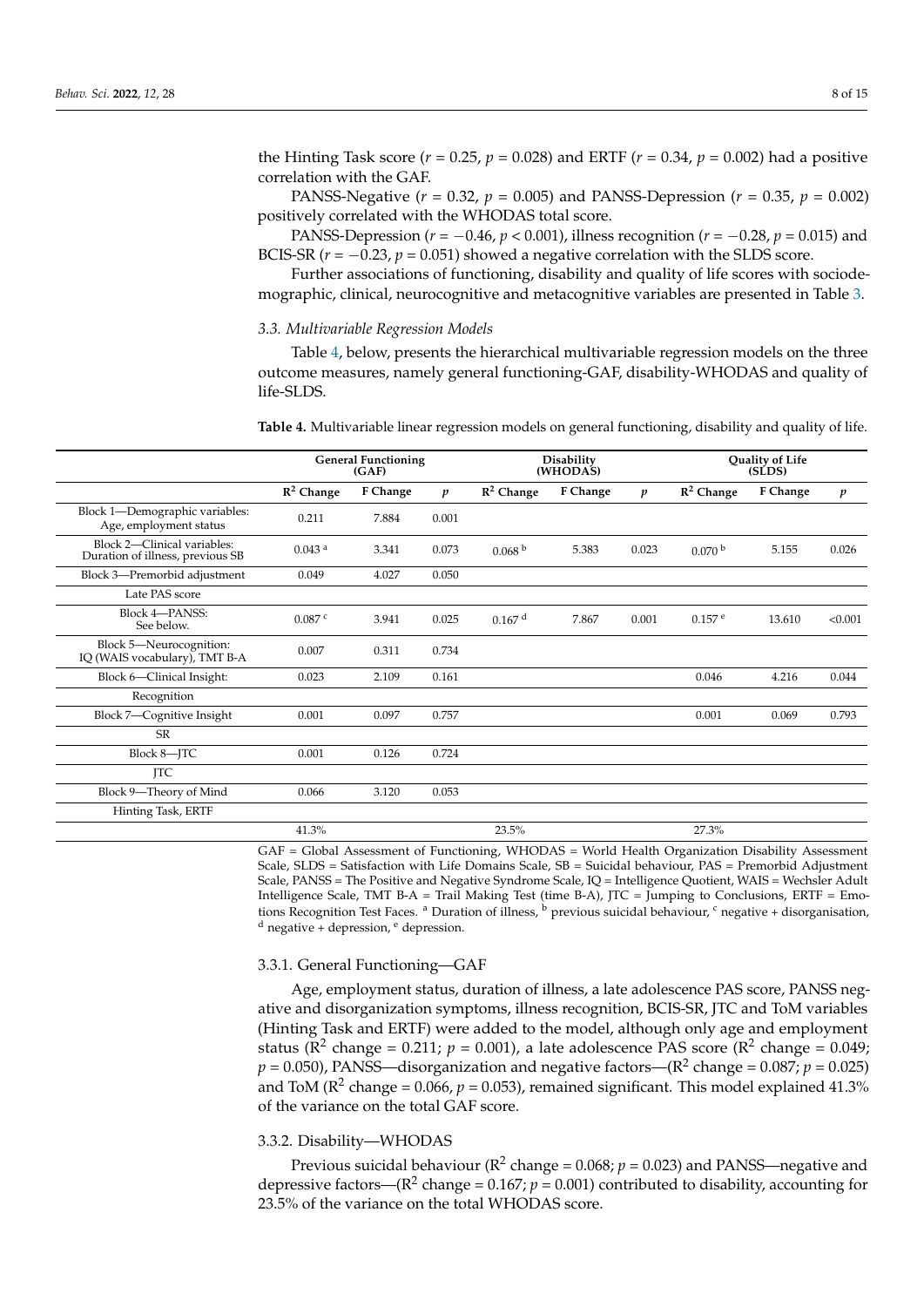the Hinting Task score ($r = 0.25$, $p = 0.028$) and ERTF ($r = 0.34$, $p = 0.002$) had a positive correlation with the GAF.

PANSS-Negative ($r = 0.32$, $p = 0.005$) and PANSS-Depression ($r = 0.35$, $p = 0.002$) positively correlated with the WHODAS total score.

PANSS-Depression ($r = -0.46$, $p < 0.001$), illness recognition ($r = -0.28$, $p = 0.015$) and BCIS-SR ($r = -0.23$, $p = 0.051$) showed a negative correlation with the SLDS score.

Further associations of functioning, disability and quality of life scores with sociodemographic, clinical, neurocognitive and metacognitive variables are presented in Table 3.

### *3.3. Multivariable Regression Models*

Table 4, below, presents the hierarchical multivariable regression models on the three outcome measures, namely general functioning-GAF, disability-WHODAS and quality of life-SLDS.

**Table 4.** Multivariable linear regression models on general functioning, disability and quality of life.

| | General Functioning (GAF) | | | Disability (WHODAS) | | | Quality of Life (SLDS) | | |
|---|---|---|---|---|---|---|---|---|---|
| | $R^2$ Change | F Change | $p$ | $R^2$ Change | F Change | $p$ | $R^2$ Change | F Change | $p$ |
| Block 1—Demographic variables: Age, employment status | 0.211 | 7.884 | 0.001 | | | | | | |
| Block 2—Clinical variables: Duration of illness, previous SB | 0.043 [a] | 3.341 | 0.073 | 0.068 [b] | 5.383 | 0.023 | 0.070 [b] | 5.155 | 0.026 |
| Block 3—Premorbid adjustment | 0.049 | 4.027 | 0.050 | | | | | | |
| Late PAS score | | | | | | | | | |
| Block 4—PANSS: See below. | 0.087 [c] | 3.941 | 0.025 | 0.167 [d] | 7.867 | 0.001 | 0.157 [e] | 13.610 | <0.001 |
| Block 5—Neurocognition: IQ (WAIS vocabulary), TMT B-A | 0.007 | 0.311 | 0.734 | | | | | | |
| Block 6—Clinical Insight: | 0.023 | 2.109 | 0.161 | | | | 0.046 | 4.216 | 0.044 |
| Recognition | | | | | | | | | |
| Block 7—Cognitive Insight | 0.001 | 0.097 | 0.757 | | | | 0.001 | 0.069 | 0.793 |
| SR | | | | | | | | | |
| Block 8—JTC | 0.001 | 0.126 | 0.724 | | | | | | |
| JTC | | | | | | | | | |
| Block 9—Theory of Mind | 0.066 | 3.120 | 0.053 | | | | | | |
| Hinting Task, ERTF | | | | | | | | | |
| | 41.3% | | | 23.5% | | | 27.3% | | |

GAF = Global Assessment of Functioning, WHODAS = World Health Organization Disability Assessment Scale, SLDS = Satisfaction with Life Domains Scale, SB = Suicidal behaviour, PAS = Premorbid Adjustment Scale, PANSS = The Positive and Negative Syndrome Scale, IQ = Intelligence Quotient, WAIS = Wechsler Adult Intelligence Scale, TMT B-A = Trail Making Test (time B-A), JTC = Jumping to Conclusions, ERTF = Emotions Recognition Test Faces. [a] Duration of illness, [b] previous suicidal behaviour, [c] negative + disorganisation, [d] negative + depression, [e] depression.

#### 3.3.1. General Functioning—GAF

Age, employment status, duration of illness, a late adolescence PAS score, PANSS negative and disorganization symptoms, illness recognition, BCIS-SR, JTC and ToM variables (Hinting Task and ERTF) were added to the model, although only age and employment status ($R^2$ change = 0.211; $p = 0.001$), a late adolescence PAS score ($R^2$ change = 0.049; $p = 0.050$), PANSS—disorganization and negative factors—($R^2$ change = 0.087; $p = 0.025$) and ToM ($R^2$ change = 0.066, $p = 0.053$), remained significant. This model explained 41.3% of the variance on the total GAF score.

#### 3.3.2. Disability—WHODAS

Previous suicidal behaviour ($R^2$ change = 0.068; $p = 0.023$) and PANSS—negative and depressive factors—($R^2$ change = 0.167; $p = 0.001$) contributed to disability, accounting for 23.5% of the variance on the total WHODAS score.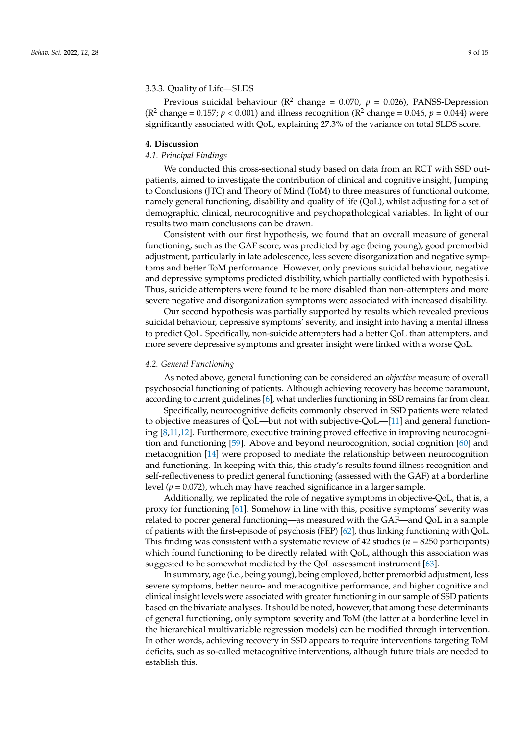#### 3.3.3. Quality of Life—SLDS

Previous suicidal behaviour ($R^2$ change = 0.070, $p$ = 0.026), PANSS-Depression ($R^2$ change = 0.157; $p < 0.001$) and illness recognition ($R^2$ change = 0.046, $p$ = 0.044) were significantly associated with QoL, explaining 27.3% of the variance on total SLDS score.

## 4. Discussion

### *4.1. Principal Findings*

We conducted this cross-sectional study based on data from an RCT with SSD outpatients, aimed to investigate the contribution of clinical and cognitive insight, Jumping to Conclusions (JTC) and Theory of Mind (ToM) to three measures of functional outcome, namely general functioning, disability and quality of life (QoL), whilst adjusting for a set of demographic, clinical, neurocognitive and psychopathological variables. In light of our results two main conclusions can be drawn.

Consistent with our first hypothesis, we found that an overall measure of general functioning, such as the GAF score, was predicted by age (being young), good premorbid adjustment, particularly in late adolescence, less severe disorganization and negative symptoms and better ToM performance. However, only previous suicidal behaviour, negative and depressive symptoms predicted disability, which partially conflicted with hypothesis i. Thus, suicide attempters were found to be more disabled than non-attempters and more severe negative and disorganization symptoms were associated with increased disability.

Our second hypothesis was partially supported by results which revealed previous suicidal behaviour, depressive symptoms' severity, and insight into having a mental illness to predict QoL. Specifically, non-suicide attempters had a better QoL than attempters, and more severe depressive symptoms and greater insight were linked with a worse QoL.

### *4.2. General Functioning*

As noted above, general functioning can be considered an *objective* measure of overall psychosocial functioning of patients. Although achieving recovery has become paramount, according to current guidelines [6], what underlies functioning in SSD remains far from clear.

Specifically, neurocognitive deficits commonly observed in SSD patients were related to objective measures of QoL—but not with subjective-QoL—[11] and general functioning [8,11,12]. Furthermore, executive training proved effective in improving neurocognition and functioning [59]. Above and beyond neurocognition, social cognition [60] and metacognition [14] were proposed to mediate the relationship between neurocognition and functioning. In keeping with this, this study's results found illness recognition and self-reflectiveness to predict general functioning (assessed with the GAF) at a borderline level ($p$ = 0.072), which may have reached significance in a larger sample.

Additionally, we replicated the role of negative symptoms in objective-QoL, that is, a proxy for functioning [61]. Somehow in line with this, positive symptoms' severity was related to poorer general functioning—as measured with the GAF—and QoL in a sample of patients with the first-episode of psychosis (FEP) [62], thus linking functioning with QoL. This finding was consistent with a systematic review of 42 studies ($n$ = 8250 participants) which found functioning to be directly related with QoL, although this association was suggested to be somewhat mediated by the QoL assessment instrument [63].

In summary, age (i.e., being young), being employed, better premorbid adjustment, less severe symptoms, better neuro- and metacognitive performance, and higher cognitive and clinical insight levels were associated with greater functioning in our sample of SSD patients based on the bivariate analyses. It should be noted, however, that among these determinants of general functioning, only symptom severity and ToM (the latter at a borderline level in the hierarchical multivariable regression models) can be modified through intervention. In other words, achieving recovery in SSD appears to require interventions targeting ToM deficits, such as so-called metacognitive interventions, although future trials are needed to establish this.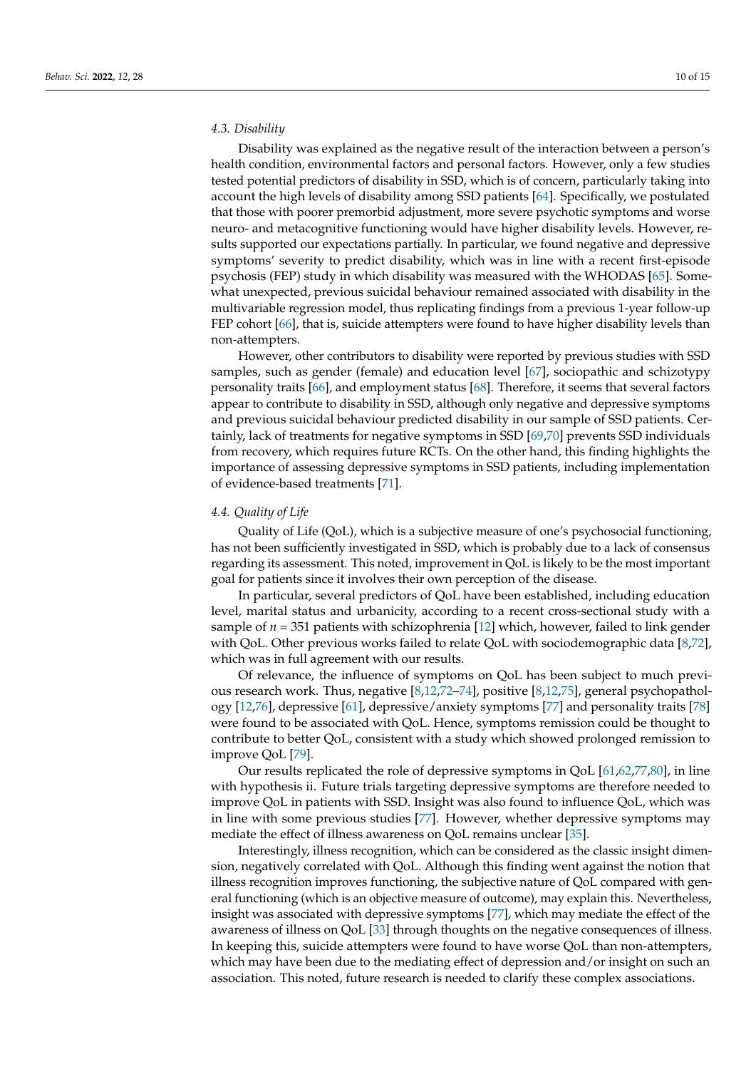### 4.3. Disability

Disability was explained as the negative result of the interaction between a person's health condition, environmental factors and personal factors. However, only a few studies tested potential predictors of disability in SSD, which is of concern, particularly taking into account the high levels of disability among SSD patients [64]. Specifically, we postulated that those with poorer premorbid adjustment, more severe psychotic symptoms and worse neuro- and metacognitive functioning would have higher disability levels. However, results supported our expectations partially. In particular, we found negative and depressive symptoms' severity to predict disability, which was in line with a recent first-episode psychosis (FEP) study in which disability was measured with the WHODAS [65]. Somewhat unexpected, previous suicidal behaviour remained associated with disability in the multivariable regression model, thus replicating findings from a previous 1-year follow-up FEP cohort [66], that is, suicide attempters were found to have higher disability levels than non-attempters.

However, other contributors to disability were reported by previous studies with SSD samples, such as gender (female) and education level [67], sociopathic and schizotypy personality traits [66], and employment status [68]. Therefore, it seems that several factors appear to contribute to disability in SSD, although only negative and depressive symptoms and previous suicidal behaviour predicted disability in our sample of SSD patients. Certainly, lack of treatments for negative symptoms in SSD [69,70] prevents SSD individuals from recovery, which requires future RCTs. On the other hand, this finding highlights the importance of assessing depressive symptoms in SSD patients, including implementation of evidence-based treatments [71].

### 4.4. Quality of Life

Quality of Life (QoL), which is a subjective measure of one's psychosocial functioning, has not been sufficiently investigated in SSD, which is probably due to a lack of consensus regarding its assessment. This noted, improvement in QoL is likely to be the most important goal for patients since it involves their own perception of the disease.

In particular, several predictors of QoL have been established, including education level, marital status and urbanicity, according to a recent cross-sectional study with a sample of $n = 351$ patients with schizophrenia [12] which, however, failed to link gender with QoL. Other previous works failed to relate QoL with sociodemographic data [8,72], which was in full agreement with our results.

Of relevance, the influence of symptoms on QoL has been subject to much previous research work. Thus, negative [8,12,72–74], positive [8,12,75], general psychopathology [12,76], depressive [61], depressive/anxiety symptoms [77] and personality traits [78] were found to be associated with QoL. Hence, symptoms remission could be thought to contribute to better QoL, consistent with a study which showed prolonged remission to improve QoL [79].

Our results replicated the role of depressive symptoms in QoL [61,62,77,80], in line with hypothesis ii. Future trials targeting depressive symptoms are therefore needed to improve QoL in patients with SSD. Insight was also found to influence QoL, which was in line with some previous studies [77]. However, whether depressive symptoms may mediate the effect of illness awareness on QoL remains unclear [35].

Interestingly, illness recognition, which can be considered as the classic insight dimension, negatively correlated with QoL. Although this finding went against the notion that illness recognition improves functioning, the subjective nature of QoL compared with general functioning (which is an objective measure of outcome), may explain this. Nevertheless, insight was associated with depressive symptoms [77], which may mediate the effect of the awareness of illness on QoL [33] through thoughts on the negative consequences of illness. In keeping this, suicide attempters were found to have worse QoL than non-attempters, which may have been due to the mediating effect of depression and/or insight on such an association. This noted, future research is needed to clarify these complex associations.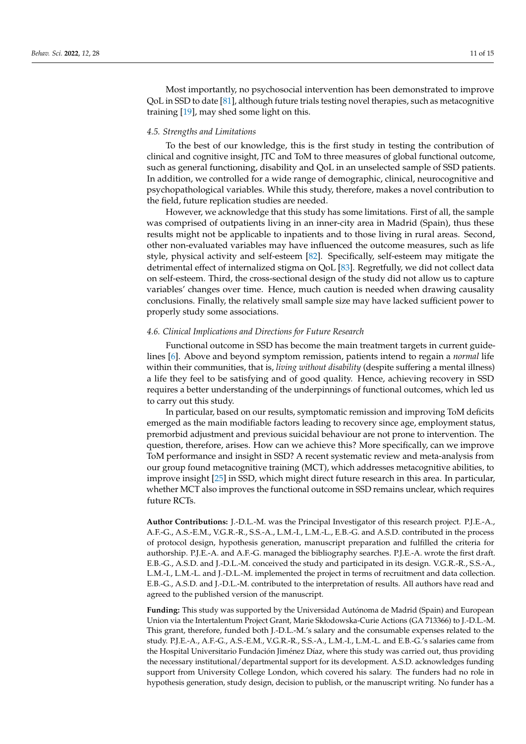Most importantly, no psychosocial intervention has been demonstrated to improve QoL in SSD to date [81], although future trials testing novel therapies, such as metacognitive training [19], may shed some light on this.

### 4.5. Strengths and Limitations

To the best of our knowledge, this is the first study in testing the contribution of clinical and cognitive insight, JTC and ToM to three measures of global functional outcome, such as general functioning, disability and QoL in an unselected sample of SSD patients. In addition, we controlled for a wide range of demographic, clinical, neurocognitive and psychopathological variables. While this study, therefore, makes a novel contribution to the field, future replication studies are needed.

However, we acknowledge that this study has some limitations. First of all, the sample was comprised of outpatients living in an inner-city area in Madrid (Spain), thus these results might not be applicable to inpatients and to those living in rural areas. Second, other non-evaluated variables may have influenced the outcome measures, such as life style, physical activity and self-esteem [82]. Specifically, self-esteem may mitigate the detrimental effect of internalized stigma on QoL [83]. Regretfully, we did not collect data on self-esteem. Third, the cross-sectional design of the study did not allow us to capture variables' changes over time. Hence, much caution is needed when drawing causality conclusions. Finally, the relatively small sample size may have lacked sufficient power to properly study some associations.

### 4.6. Clinical Implications and Directions for Future Research

Functional outcome in SSD has become the main treatment targets in current guidelines [6]. Above and beyond symptom remission, patients intend to regain a *normal* life within their communities, that is, *living without disability* (despite suffering a mental illness) a life they feel to be satisfying and of good quality. Hence, achieving recovery in SSD requires a better understanding of the underpinnings of functional outcomes, which led us to carry out this study.

In particular, based on our results, symptomatic remission and improving ToM deficits emerged as the main modifiable factors leading to recovery since age, employment status, premorbid adjustment and previous suicidal behaviour are not prone to intervention. The question, therefore, arises. How can we achieve this? More specifically, can we improve ToM performance and insight in SSD? A recent systematic review and meta-analysis from our group found metacognitive training (MCT), which addresses metacognitive abilities, to improve insight [25] in SSD, which might direct future research in this area. In particular, whether MCT also improves the functional outcome in SSD remains unclear, which requires future RCTs.

**Author Contributions:** J.-D.L.-M. was the Principal Investigator of this research project. P.J.E.-A., A.F.-G., A.S.-E.M., V.G.R.-R., S.S.-A., L.M.-I., L.M.-L., E.B.-G. and A.S.D. contributed in the process of protocol design, hypothesis generation, manuscript preparation and fulfilled the criteria for authorship. P.J.E.-A. and A.F.-G. managed the bibliography searches. P.J.E.-A. wrote the first draft. E.B.-G., A.S.D. and J.-D.L.-M. conceived the study and participated in its design. V.G.R.-R., S.S.-A., L.M.-I., L.M.-L. and J.-D.L.-M. implemented the project in terms of recruitment and data collection. E.B.-G., A.S.D. and J.-D.L.-M. contributed to the interpretation of results. All authors have read and agreed to the published version of the manuscript.

**Funding:** This study was supported by the Universidad Autónoma de Madrid (Spain) and European Union via the Intertalentum Project Grant, Marie Skłodowska-Curie Actions (GA 713366) to J.-D.L.-M. This grant, therefore, funded both J.-D.L.-M.'s salary and the consumable expenses related to the study. P.J.E.-A., A.F.-G., A.S.-E.M., V.G.R.-R., S.S.-A., L.M.-I., L.M.-L. and E.B.-G.'s salaries came from the Hospital Universitario Fundación Jiménez Díaz, where this study was carried out, thus providing the necessary institutional/departmental support for its development. A.S.D. acknowledges funding support from University College London, which covered his salary. The funders had no role in hypothesis generation, study design, decision to publish, or the manuscript writing. No funder has a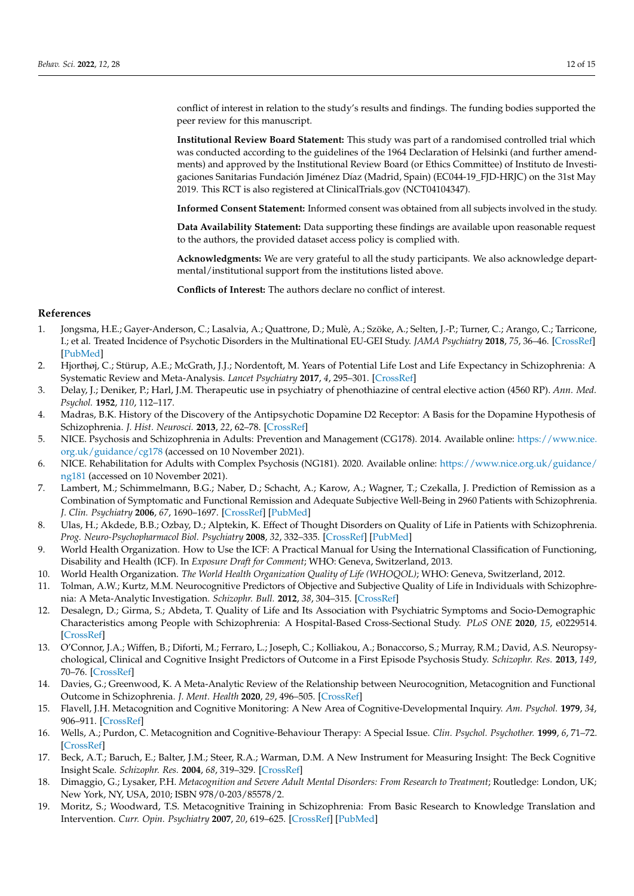conflict of interest in relation to the study's results and findings. The funding bodies supported the peer review for this manuscript.

**Institutional Review Board Statement:** This study was part of a randomised controlled trial which was conducted according to the guidelines of the 1964 Declaration of Helsinki (and further amendments) and approved by the Institutional Review Board (or Ethics Committee) of Instituto de Investigaciones Sanitarias Fundación Jiménez Díaz (Madrid, Spain) (EC044-19_FJD-HRJC) on the 31st May 2019. This RCT is also registered at ClinicalTrials.gov (NCT04104347).

**Informed Consent Statement:** Informed consent was obtained from all subjects involved in the study.

**Data Availability Statement:** Data supporting these findings are available upon reasonable request to the authors, the provided dataset access policy is complied with.

**Acknowledgments:** We are very grateful to all the study participants. We also acknowledge departmental/institutional support from the institutions listed above.

**Conflicts of Interest:** The authors declare no conflict of interest.

## References

1. Jongsma, H.E.; Gayer-Anderson, C.; Lasalvia, A.; Quattrone, D.; Mulè, A.; Szöke, A.; Selten, J.-P.; Turner, C.; Arango, C.; Tarricone, I.; et al. Treated Incidence of Psychotic Disorders in the Multinational EU-GEI Study. *JAMA Psychiatry* **2018**, *75*, 36–46. [CrossRef] [PubMed]
2. Hjorthøj, C.; Stürup, A.E.; McGrath, J.J.; Nordentoft, M. Years of Potential Life Lost and Life Expectancy in Schizophrenia: A Systematic Review and Meta-Analysis. *Lancet Psychiatry* **2017**, *4*, 295–301. [CrossRef]
3. Delay, J.; Deniker, P.; Harl, J.M. Therapeutic use in psychiatry of phenothiazine of central elective action (4560 RP). *Ann. Med. Psychol.* **1952**, *110*, 112–117.
4. Madras, B.K. History of the Discovery of the Antipsychotic Dopamine D2 Receptor: A Basis for the Dopamine Hypothesis of Schizophrenia. *J. Hist. Neurosci.* **2013**, *22*, 62–78. [CrossRef]
5. NICE. Psychosis and Schizophrenia in Adults: Prevention and Management (CG178). 2014. Available online: https://www.nice.org.uk/guidance/cg178 (accessed on 10 November 2021).
6. NICE. Rehabilitation for Adults with Complex Psychosis (NG181). 2020. Available online: https://www.nice.org.uk/guidance/ng181 (accessed on 10 November 2021).
7. Lambert, M.; Schimmelmann, B.G.; Naber, D.; Schacht, A.; Karow, A.; Wagner, T.; Czekalla, J. Prediction of Remission as a Combination of Symptomatic and Functional Remission and Adequate Subjective Well-Being in 2960 Patients with Schizophrenia. *J. Clin. Psychiatry* **2006**, *67*, 1690–1697. [CrossRef] [PubMed]
8. Ulas, H.; Akdede, B.B.; Ozbay, D.; Alptekin, K. Effect of Thought Disorders on Quality of Life in Patients with Schizophrenia. *Prog. Neuro-Psychopharmacol Biol. Psychiatry* **2008**, *32*, 332–335. [CrossRef] [PubMed]
9. World Health Organization. How to Use the ICF: A Practical Manual for Using the International Classification of Functioning, Disability and Health (ICF). In *Exposure Draft for Comment*; WHO: Geneva, Switzerland, 2013.
10. World Health Organization. *The World Health Organization Quality of Life (WHOQOL)*; WHO: Geneva, Switzerland, 2012.
11. Tolman, A.W.; Kurtz, M.M. Neurocognitive Predictors of Objective and Subjective Quality of Life in Individuals with Schizophrenia: A Meta-Analytic Investigation. *Schizophr. Bull.* **2012**, *38*, 304–315. [CrossRef]
12. Desalegn, D.; Girma, S.; Abdeta, T. Quality of Life and Its Association with Psychiatric Symptoms and Socio-Demographic Characteristics among People with Schizophrenia: A Hospital-Based Cross-Sectional Study. *PLoS ONE* **2020**, *15*, e0229514. [CrossRef]
13. O'Connor, J.A.; Wiffen, B.; Diforti, M.; Ferraro, L.; Joseph, C.; Kolliakou, A.; Bonaccorso, S.; Murray, R.M.; David, A.S. Neuropsychological, Clinical and Cognitive Insight Predictors of Outcome in a First Episode Psychosis Study. *Schizophr. Res.* **2013**, *149*, 70–76. [CrossRef]
14. Davies, G.; Greenwood, K. A Meta-Analytic Review of the Relationship between Neurocognition, Metacognition and Functional Outcome in Schizophrenia. *J. Ment. Health* **2020**, *29*, 496–505. [CrossRef]
15. Flavell, J.H. Metacognition and Cognitive Monitoring: A New Area of Cognitive-Developmental Inquiry. *Am. Psychol.* **1979**, *34*, 906–911. [CrossRef]
16. Wells, A.; Purdon, C. Metacognition and Cognitive-Behaviour Therapy: A Special Issue. *Clin. Psychol. Psychother.* **1999**, *6*, 71–72. [CrossRef]
17. Beck, A.T.; Baruch, E.; Balter, J.M.; Steer, R.A.; Warman, D.M. A New Instrument for Measuring Insight: The Beck Cognitive Insight Scale. *Schizophr. Res.* **2004**, *68*, 319–329. [CrossRef]
18. Dimaggio, G.; Lysaker, P.H. *Metacognition and Severe Adult Mental Disorders: From Research to Treatment*; Routledge: London, UK; New York, NY, USA, 2010; ISBN 978/0-203/85578/2.
19. Moritz, S.; Woodward, T.S. Metacognitive Training in Schizophrenia: From Basic Research to Knowledge Translation and Intervention. *Curr. Opin. Psychiatry* **2007**, *20*, 619–625. [CrossRef] [PubMed]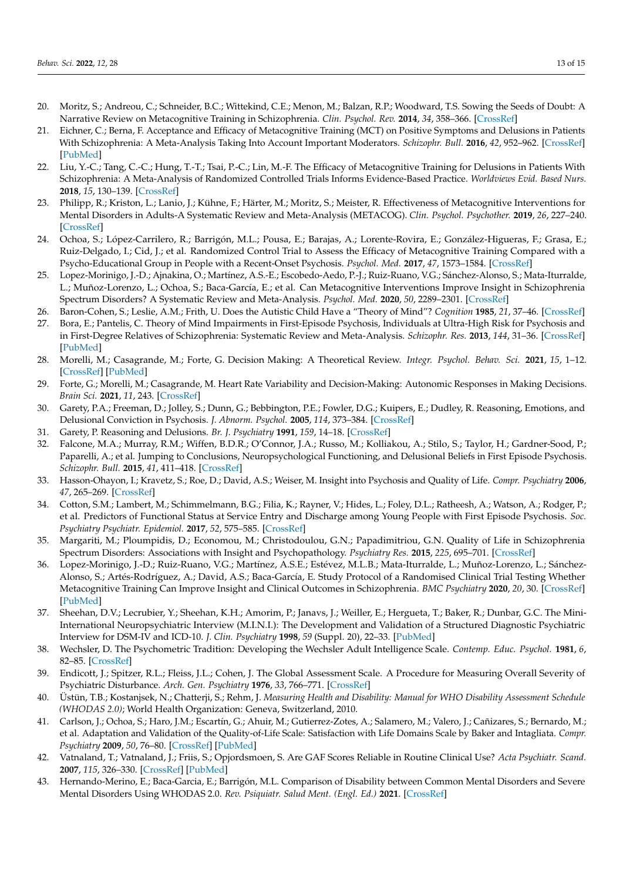20. Moritz, S.; Andreou, C.; Schneider, B.C.; Wittekind, C.E.; Menon, M.; Balzan, R.P.; Woodward, T.S. Sowing the Seeds of Doubt: A Narrative Review on Metacognitive Training in Schizophrenia. *Clin. Psychol. Rev.* **2014**, *34*, 358–366. [CrossRef]
21. Eichner, C.; Berna, F. Acceptance and Efficacy of Metacognitive Training (MCT) on Positive Symptoms and Delusions in Patients With Schizophrenia: A Meta-Analysis Taking Into Account Important Moderators. *Schizophr. Bull.* **2016**, *42*, 952–962. [CrossRef] [PubMed]
22. Liu, Y.-C.; Tang, C.-C.; Hung, T.-T.; Tsai, P.-C.; Lin, M.-F. The Efficacy of Metacognitive Training for Delusions in Patients With Schizophrenia: A Meta-Analysis of Randomized Controlled Trials Informs Evidence-Based Practice. *Worldviews Evid. Based Nurs.* **2018**, *15*, 130–139. [CrossRef]
23. Philipp, R.; Kriston, L.; Lanio, J.; Kühne, F.; Härter, M.; Moritz, S.; Meister, R. Effectiveness of Metacognitive Interventions for Mental Disorders in Adults-A Systematic Review and Meta-Analysis (METACOG). *Clin. Psychol. Psychother.* **2019**, *26*, 227–240. [CrossRef]
24. Ochoa, S.; López-Carrilero, R.; Barrigón, M.L.; Pousa, E.; Barajas, A.; Lorente-Rovira, E.; González-Higueras, F.; Grasa, E.; Ruiz-Delgado, I.; Cid, J.; et al. Randomized Control Trial to Assess the Efficacy of Metacognitive Training Compared with a Psycho-Educational Group in People with a Recent-Onset Psychosis. *Psychol. Med.* **2017**, *47*, 1573–1584. [CrossRef]
25. Lopez-Morinigo, J.-D.; Ajnakina, O.; Martínez, A.S.-E.; Escobedo-Aedo, P.-J.; Ruiz-Ruano, V.G.; Sánchez-Alonso, S.; Mata-Iturralde, L.; Muñoz-Lorenzo, L.; Ochoa, S.; Baca-García, E.; et al. Can Metacognitive Interventions Improve Insight in Schizophrenia Spectrum Disorders? A Systematic Review and Meta-Analysis. *Psychol. Med.* **2020**, *50*, 2289–2301. [CrossRef]
26. Baron-Cohen, S.; Leslie, A.M.; Frith, U. Does the Autistic Child Have a "Theory of Mind"? *Cognition* **1985**, *21*, 37–46. [CrossRef]
27. Bora, E.; Pantelis, C. Theory of Mind Impairments in First-Episode Psychosis, Individuals at Ultra-High Risk for Psychosis and in First-Degree Relatives of Schizophrenia: Systematic Review and Meta-Analysis. *Schizophr. Res.* **2013**, *144*, 31–36. [CrossRef] [PubMed]
28. Morelli, M.; Casagrande, M.; Forte, G. Decision Making: A Theoretical Review. *Integr. Psychol. Behav. Sci.* **2021**, *15*, 1–12. [CrossRef] [PubMed]
29. Forte, G.; Morelli, M.; Casagrande, M. Heart Rate Variability and Decision-Making: Autonomic Responses in Making Decisions. *Brain Sci.* **2021**, *11*, 243. [CrossRef]
30. Garety, P.A.; Freeman, D.; Jolley, S.; Dunn, G.; Bebbington, P.E.; Fowler, D.G.; Kuipers, E.; Dudley, R. Reasoning, Emotions, and Delusional Conviction in Psychosis. *J. Abnorm. Psychol.* **2005**, *114*, 373–384. [CrossRef]
31. Garety, P. Reasoning and Delusions. *Br. J. Psychiatry* **1991**, *159*, 14–18. [CrossRef]
32. Falcone, M.A.; Murray, R.M.; Wiffen, B.D.R.; O'Connor, J.A.; Russo, M.; Kolliakou, A.; Stilo, S.; Taylor, H.; Gardner-Sood, P.; Paparelli, A.; et al. Jumping to Conclusions, Neuropsychological Functioning, and Delusional Beliefs in First Episode Psychosis. *Schizophr. Bull.* **2015**, *41*, 411–418. [CrossRef]
33. Hasson-Ohayon, I.; Kravetz, S.; Roe, D.; David, A.S.; Weiser, M. Insight into Psychosis and Quality of Life. *Compr. Psychiatry* **2006**, *47*, 265–269. [CrossRef]
34. Cotton, S.M.; Lambert, M.; Schimmelmann, B.G.; Filia, K.; Rayner, V.; Hides, L.; Foley, D.L.; Ratheesh, A.; Watson, A.; Rodger, P.; et al. Predictors of Functional Status at Service Entry and Discharge among Young People with First Episode Psychosis. *Soc. Psychiatry Psychiatr. Epidemiol.* **2017**, *52*, 575–585. [CrossRef]
35. Margariti, M.; Ploumpidis, D.; Economou, M.; Christodoulou, G.N.; Papadimitriou, G.N. Quality of Life in Schizophrenia Spectrum Disorders: Associations with Insight and Psychopathology. *Psychiatry Res.* **2015**, *225*, 695–701. [CrossRef]
36. Lopez-Morinigo, J.-D.; Ruiz-Ruano, V.G.; Martínez, A.S.E.; Estévez, M.L.B.; Mata-Iturralde, L.; Muñoz-Lorenzo, L.; Sánchez-Alonso, S.; Artés-Rodríguez, A.; David, A.S.; Baca-García, E. Study Protocol of a Randomised Clinical Trial Testing Whether Metacognitive Training Can Improve Insight and Clinical Outcomes in Schizophrenia. *BMC Psychiatry* **2020**, *20*, 30. [CrossRef] [PubMed]
37. Sheehan, D.V.; Lecrubier, Y.; Sheehan, K.H.; Amorim, P.; Janavs, J.; Weiller, E.; Hergueta, T.; Baker, R.; Dunbar, G.C. The Mini-International Neuropsychiatric Interview (M.I.N.I.): The Development and Validation of a Structured Diagnostic Psychiatric Interview for DSM-IV and ICD-10. *J. Clin. Psychiatry* **1998**, *59* (Suppl. 20), 22–33. [PubMed]
38. Wechsler, D. The Psychometric Tradition: Developing the Wechsler Adult Intelligence Scale. *Contemp. Educ. Psychol.* **1981**, *6*, 82–85. [CrossRef]
39. Endicott, J.; Spitzer, R.L.; Fleiss, J.L.; Cohen, J. The Global Assessment Scale. A Procedure for Measuring Overall Severity of Psychiatric Disturbance. *Arch. Gen. Psychiatry* **1976**, *33*, 766–771. [CrossRef]
40. Üstün, T.B.; Kostanjsek, N.; Chatterji, S.; Rehm, J. *Measuring Health and Disability: Manual for WHO Disability Assessment Schedule (WHODAS 2.0)*; World Health Organization: Geneva, Switzerland, 2010.
41. Carlson, J.; Ochoa, S.; Haro, J.M.; Escartín, G.; Ahuir, M.; Gutierrez-Zotes, A.; Salamero, M.; Valero, J.; Cañizares, S.; Bernardo, M.; et al. Adaptation and Validation of the Quality-of-Life Scale: Satisfaction with Life Domains Scale by Baker and Intagliata. *Compr. Psychiatry* **2009**, *50*, 76–80. [CrossRef] [PubMed]
42. Vatnaland, T.; Vatnaland, J.; Friis, S.; Opjordsmoen, S. Are GAF Scores Reliable in Routine Clinical Use? *Acta Psychiatr. Scand.* **2007**, *115*, 326–330. [CrossRef] [PubMed]
43. Hernando-Merino, E.; Baca-Garcia, E.; Barrigón, M.L. Comparison of Disability between Common Mental Disorders and Severe Mental Disorders Using WHODAS 2.0. *Rev. Psiquiatr. Salud Ment. (Engl. Ed.)* **2021**. [CrossRef]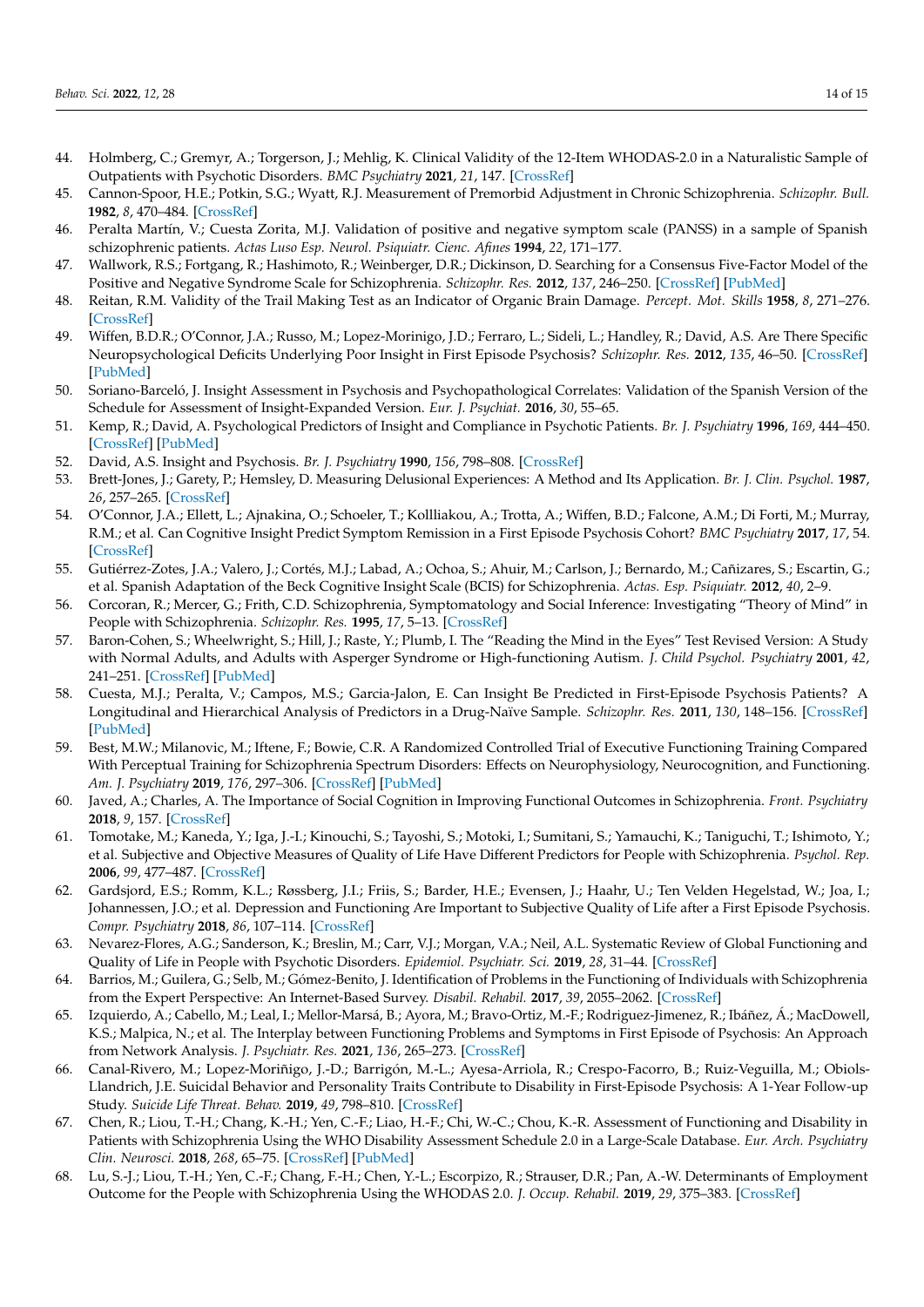44. Holmberg, C.; Gremyr, A.; Torgerson, J.; Mehlig, K. Clinical Validity of the 12-Item WHODAS-2.0 in a Naturalistic Sample of Outpatients with Psychotic Disorders. *BMC Psychiatry* **2021**, *21*, 147. [CrossRef]
45. Cannon-Spoor, H.E.; Potkin, S.G.; Wyatt, R.J. Measurement of Premorbid Adjustment in Chronic Schizophrenia. *Schizophr. Bull.* **1982**, *8*, 470–484. [CrossRef]
46. Peralta Martín, V.; Cuesta Zorita, M.J. Validation of positive and negative symptom scale (PANSS) in a sample of Spanish schizophrenic patients. *Actas Luso Esp. Neurol. Psiquiatr. Cienc. Afines* **1994**, *22*, 171–177.
47. Wallwork, R.S.; Fortgang, R.; Hashimoto, R.; Weinberger, D.R.; Dickinson, D. Searching for a Consensus Five-Factor Model of the Positive and Negative Syndrome Scale for Schizophrenia. *Schizophr. Res.* **2012**, *137*, 246–250. [CrossRef] [PubMed]
48. Reitan, R.M. Validity of the Trail Making Test as an Indicator of Organic Brain Damage. *Percept. Mot. Skills* **1958**, *8*, 271–276. [CrossRef]
49. Wiffen, B.D.R.; O'Connor, J.A.; Russo, M.; Lopez-Morinigo, J.D.; Ferraro, L.; Sideli, L.; Handley, R.; David, A.S. Are There Specific Neuropsychological Deficits Underlying Poor Insight in First Episode Psychosis? *Schizophr. Res.* **2012**, *135*, 46–50. [CrossRef] [PubMed]
50. Soriano-Barceló, J. Insight Assessment in Psychosis and Psychopathological Correlates: Validation of the Spanish Version of the Schedule for Assessment of Insight-Expanded Version. *Eur. J. Psychiat.* **2016**, *30*, 55–65.
51. Kemp, R.; David, A. Psychological Predictors of Insight and Compliance in Psychotic Patients. *Br. J. Psychiatry* **1996**, *169*, 444–450. [CrossRef] [PubMed]
52. David, A.S. Insight and Psychosis. *Br. J. Psychiatry* **1990**, *156*, 798–808. [CrossRef]
53. Brett-Jones, J.; Garety, P.; Hemsley, D. Measuring Delusional Experiences: A Method and Its Application. *Br. J. Clin. Psychol.* **1987**, *26*, 257–265. [CrossRef]
54. O'Connor, J.A.; Ellett, L.; Ajnakina, O.; Schoeler, T.; Kollliakou, A.; Trotta, A.; Wiffen, B.D.; Falcone, A.M.; Di Forti, M.; Murray, R.M.; et al. Can Cognitive Insight Predict Symptom Remission in a First Episode Psychosis Cohort? *BMC Psychiatry* **2017**, *17*, 54. [CrossRef]
55. Gutiérrez-Zotes, J.A.; Valero, J.; Cortés, M.J.; Labad, A.; Ochoa, S.; Ahuir, M.; Carlson, J.; Bernardo, M.; Cañizares, S.; Escartin, G.; et al. Spanish Adaptation of the Beck Cognitive Insight Scale (BCIS) for Schizophrenia. *Actas. Esp. Psiquiatr.* **2012**, *40*, 2–9.
56. Corcoran, R.; Mercer, G.; Frith, C.D. Schizophrenia, Symptomatology and Social Inference: Investigating "Theory of Mind" in People with Schizophrenia. *Schizophr. Res.* **1995**, *17*, 5–13. [CrossRef]
57. Baron-Cohen, S.; Wheelwright, S.; Hill, J.; Raste, Y.; Plumb, I. The "Reading the Mind in the Eyes" Test Revised Version: A Study with Normal Adults, and Adults with Asperger Syndrome or High-functioning Autism. *J. Child Psychol. Psychiatry* **2001**, *42*, 241–251. [CrossRef] [PubMed]
58. Cuesta, M.J.; Peralta, V.; Campos, M.S.; Garcia-Jalon, E. Can Insight Be Predicted in First-Episode Psychosis Patients? A Longitudinal and Hierarchical Analysis of Predictors in a Drug-Naïve Sample. *Schizophr. Res.* **2011**, *130*, 148–156. [CrossRef] [PubMed]
59. Best, M.W.; Milanovic, M.; Iftene, F.; Bowie, C.R. A Randomized Controlled Trial of Executive Functioning Training Compared With Perceptual Training for Schizophrenia Spectrum Disorders: Effects on Neurophysiology, Neurocognition, and Functioning. *Am. J. Psychiatry* **2019**, *176*, 297–306. [CrossRef] [PubMed]
60. Javed, A.; Charles, A. The Importance of Social Cognition in Improving Functional Outcomes in Schizophrenia. *Front. Psychiatry* **2018**, *9*, 157. [CrossRef]
61. Tomotake, M.; Kaneda, Y.; Iga, J.-I.; Kinouchi, S.; Tayoshi, S.; Motoki, I.; Sumitani, S.; Yamauchi, K.; Taniguchi, T.; Ishimoto, Y.; et al. Subjective and Objective Measures of Quality of Life Have Different Predictors for People with Schizophrenia. *Psychol. Rep.* **2006**, *99*, 477–487. [CrossRef]
62. Gardsjord, E.S.; Romm, K.L.; Røssberg, J.I.; Friis, S.; Barder, H.E.; Evensen, J.; Haahr, U.; Ten Velden Hegelstad, W.; Joa, I.; Johannessen, J.O.; et al. Depression and Functioning Are Important to Subjective Quality of Life after a First Episode Psychosis. *Compr. Psychiatry* **2018**, *86*, 107–114. [CrossRef]
63. Nevarez-Flores, A.G.; Sanderson, K.; Breslin, M.; Carr, V.J.; Morgan, V.A.; Neil, A.L. Systematic Review of Global Functioning and Quality of Life in People with Psychotic Disorders. *Epidemiol. Psychiatr. Sci.* **2019**, *28*, 31–44. [CrossRef]
64. Barrios, M.; Guilera, G.; Selb, M.; Gómez-Benito, J. Identification of Problems in the Functioning of Individuals with Schizophrenia from the Expert Perspective: An Internet-Based Survey. *Disabil. Rehabil.* **2017**, *39*, 2055–2062. [CrossRef]
65. Izquierdo, A.; Cabello, M.; Leal, I.; Mellor-Marsá, B.; Ayora, M.; Bravo-Ortiz, M.-F.; Rodriguez-Jimenez, R.; Ibáñez, Á.; MacDowell, K.S.; Malpica, N.; et al. The Interplay between Functioning Problems and Symptoms in First Episode of Psychosis: An Approach from Network Analysis. *J. Psychiatr. Res.* **2021**, *136*, 265–273. [CrossRef]
66. Canal-Rivero, M.; Lopez-Moriñigo, J.-D.; Barrigón, M.-L.; Ayesa-Arriola, R.; Crespo-Facorro, B.; Ruiz-Veguilla, M.; Obiols-Llandrich, J.E. Suicidal Behavior and Personality Traits Contribute to Disability in First-Episode Psychosis: A 1-Year Follow-up Study. *Suicide Life Threat. Behav.* **2019**, *49*, 798–810. [CrossRef]
67. Chen, R.; Liou, T.-H.; Chang, K.-H.; Yen, C.-F.; Liao, H.-F.; Chi, W.-C.; Chou, K.-R. Assessment of Functioning and Disability in Patients with Schizophrenia Using the WHO Disability Assessment Schedule 2.0 in a Large-Scale Database. *Eur. Arch. Psychiatry Clin. Neurosci.* **2018**, *268*, 65–75. [CrossRef] [PubMed]
68. Lu, S.-J.; Liou, T.-H.; Yen, C.-F.; Chang, F.-H.; Chen, Y.-L.; Escorpizo, R.; Strauser, D.R.; Pan, A.-W. Determinants of Employment Outcome for the People with Schizophrenia Using the WHODAS 2.0. *J. Occup. Rehabil.* **2019**, *29*, 375–383. [CrossRef]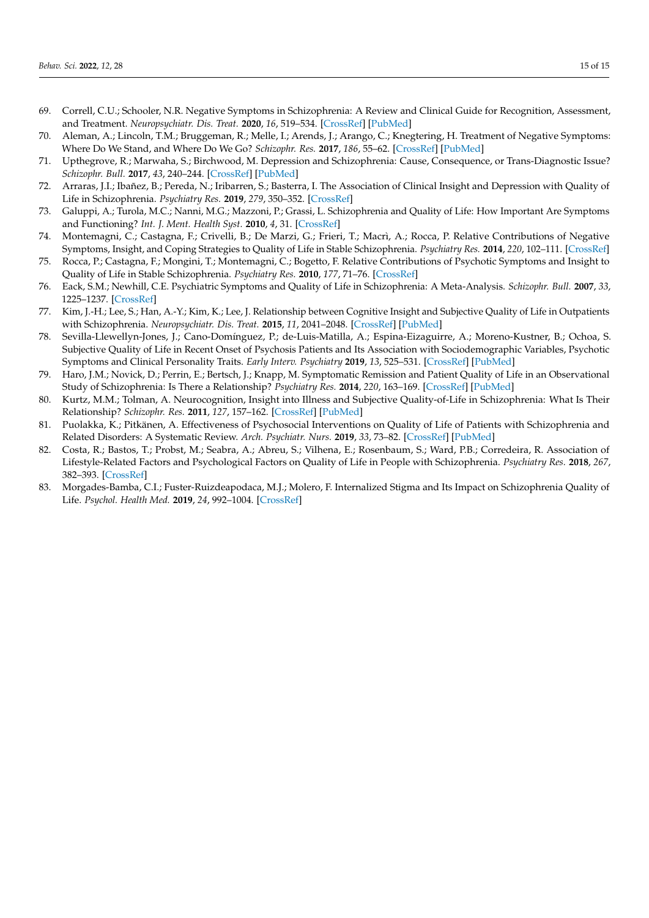69. Correll, C.U.; Schooler, N.R. Negative Symptoms in Schizophrenia: A Review and Clinical Guide for Recognition, Assessment, and Treatment. *Neuropsychiatr. Dis. Treat.* **2020**, *16*, 519–534. [CrossRef] [PubMed]
70. Aleman, A.; Lincoln, T.M.; Bruggeman, R.; Melle, I.; Arends, J.; Arango, C.; Knegtering, H. Treatment of Negative Symptoms: Where Do We Stand, and Where Do We Go? *Schizophr. Res.* **2017**, *186*, 55–62. [CrossRef] [PubMed]
71. Upthegrove, R.; Marwaha, S.; Birchwood, M. Depression and Schizophrenia: Cause, Consequence, or Trans-Diagnostic Issue? *Schizophr. Bull.* **2017**, *43*, 240–244. [CrossRef] [PubMed]
72. Arraras, J.I.; Ibañez, B.; Pereda, N.; Iribarren, S.; Basterra, I. The Association of Clinical Insight and Depression with Quality of Life in Schizophrenia. *Psychiatry Res.* **2019**, *279*, 350–352. [CrossRef]
73. Galuppi, A.; Turola, M.C.; Nanni, M.G.; Mazzoni, P.; Grassi, L. Schizophrenia and Quality of Life: How Important Are Symptoms and Functioning? *Int. J. Ment. Health Syst.* **2010**, *4*, 31. [CrossRef]
74. Montemagni, C.; Castagna, F.; Crivelli, B.; De Marzi, G.; Frieri, T.; Macrì, A.; Rocca, P. Relative Contributions of Negative Symptoms, Insight, and Coping Strategies to Quality of Life in Stable Schizophrenia. *Psychiatry Res.* **2014**, *220*, 102–111. [CrossRef]
75. Rocca, P.; Castagna, F.; Mongini, T.; Montemagni, C.; Bogetto, F. Relative Contributions of Psychotic Symptoms and Insight to Quality of Life in Stable Schizophrenia. *Psychiatry Res.* **2010**, *177*, 71–76. [CrossRef]
76. Eack, S.M.; Newhill, C.E. Psychiatric Symptoms and Quality of Life in Schizophrenia: A Meta-Analysis. *Schizophr. Bull.* **2007**, *33*, 1225–1237. [CrossRef]
77. Kim, J.-H.; Lee, S.; Han, A.-Y.; Kim, K.; Lee, J. Relationship between Cognitive Insight and Subjective Quality of Life in Outpatients with Schizophrenia. *Neuropsychiatr. Dis. Treat.* **2015**, *11*, 2041–2048. [CrossRef] [PubMed]
78. Sevilla-Llewellyn-Jones, J.; Cano-Domínguez, P.; de-Luis-Matilla, A.; Espina-Eizaguirre, A.; Moreno-Kustner, B.; Ochoa, S. Subjective Quality of Life in Recent Onset of Psychosis Patients and Its Association with Sociodemographic Variables, Psychotic Symptoms and Clinical Personality Traits. *Early Interv. Psychiatry* **2019**, *13*, 525–531. [CrossRef] [PubMed]
79. Haro, J.M.; Novick, D.; Perrin, E.; Bertsch, J.; Knapp, M. Symptomatic Remission and Patient Quality of Life in an Observational Study of Schizophrenia: Is There a Relationship? *Psychiatry Res.* **2014**, *220*, 163–169. [CrossRef] [PubMed]
80. Kurtz, M.M.; Tolman, A. Neurocognition, Insight into Illness and Subjective Quality-of-Life in Schizophrenia: What Is Their Relationship? *Schizophr. Res.* **2011**, *127*, 157–162. [CrossRef] [PubMed]
81. Puolakka, K.; Pitkänen, A. Effectiveness of Psychosocial Interventions on Quality of Life of Patients with Schizophrenia and Related Disorders: A Systematic Review. *Arch. Psychiatr. Nurs.* **2019**, *33*, 73–82. [CrossRef] [PubMed]
82. Costa, R.; Bastos, T.; Probst, M.; Seabra, A.; Abreu, S.; Vilhena, E.; Rosenbaum, S.; Ward, P.B.; Corredeira, R. Association of Lifestyle-Related Factors and Psychological Factors on Quality of Life in People with Schizophrenia. *Psychiatry Res.* **2018**, *267*, 382–393. [CrossRef]
83. Morgades-Bamba, C.I.; Fuster-Ruizdeapodaca, M.J.; Molero, F. Internalized Stigma and Its Impact on Schizophrenia Quality of Life. *Psychol. Health Med.* **2019**, *24*, 992–1004. [CrossRef]